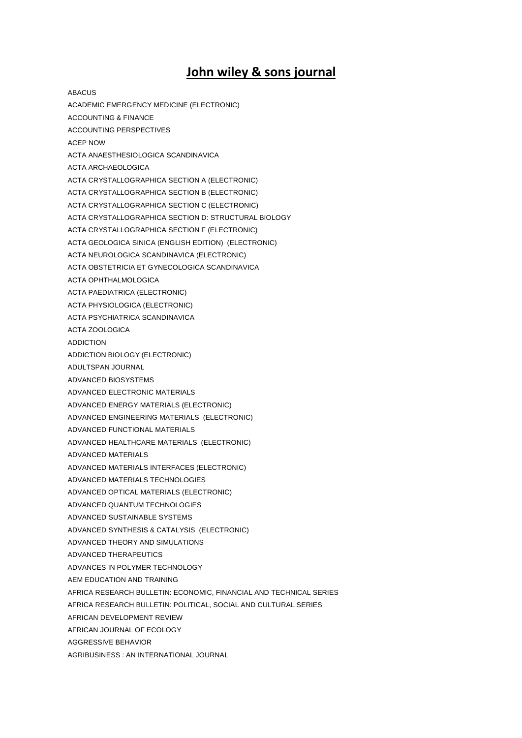# **John wiley & sons journal**

ABACUS

ACADEMIC EMERGENCY MEDICINE (ELECTRONIC)

ACCOUNTING & FINANCE

ACCOUNTING PERSPECTIVES

ACEP NOW

ACTA ANAESTHESIOLOGICA SCANDINAVICA

ACTA ARCHAEOLOGICA

ACTA CRYSTALLOGRAPHICA SECTION A (ELECTRONIC)

ACTA CRYSTALLOGRAPHICA SECTION B (ELECTRONIC)

ACTA CRYSTALLOGRAPHICA SECTION C (ELECTRONIC)

ACTA CRYSTALLOGRAPHICA SECTION D: STRUCTURAL BIOLOGY

ACTA CRYSTALLOGRAPHICA SECTION F (ELECTRONIC)

ACTA GEOLOGICA SINICA (ENGLISH EDITION) (ELECTRONIC)

ACTA NEUROLOGICA SCANDINAVICA (ELECTRONIC)

ACTA OBSTETRICIA ET GYNECOLOGICA SCANDINAVICA

ACTA OPHTHALMOLOGICA

ACTA PAEDIATRICA (ELECTRONIC)

ACTA PHYSIOLOGICA (ELECTRONIC)

ACTA PSYCHIATRICA SCANDINAVICA

ACTA ZOOLOGICA

ADDICTION

ADDICTION BIOLOGY (ELECTRONIC)

ADULTSPAN JOURNAL

ADVANCED BIOSYSTEMS

ADVANCED ELECTRONIC MATERIALS

ADVANCED ENERGY MATERIALS (ELECTRONIC)

ADVANCED ENGINEERING MATERIALS (ELECTRONIC)

ADVANCED FUNCTIONAL MATERIALS

ADVANCED HEALTHCARE MATERIALS (ELECTRONIC)

ADVANCED MATERIALS

ADVANCED MATERIALS INTERFACES (ELECTRONIC)

ADVANCED MATERIALS TECHNOLOGIES

ADVANCED OPTICAL MATERIALS (ELECTRONIC)

ADVANCED QUANTUM TECHNOLOGIES

ADVANCED SUSTAINABLE SYSTEMS

ADVANCED SYNTHESIS & CATALYSIS (ELECTRONIC)

ADVANCED THEORY AND SIMULATIONS

ADVANCED THERAPEUTICS

ADVANCES IN POLYMER TECHNOLOGY

AEM EDUCATION AND TRAINING

AFRICA RESEARCH BULLETIN: ECONOMIC, FINANCIAL AND TECHNICAL SERIES

AFRICA RESEARCH BULLETIN: POLITICAL, SOCIAL AND CULTURAL SERIES

AFRICAN DEVELOPMENT REVIEW

AFRICAN JOURNAL OF ECOLOGY

AGGRESSIVE BEHAVIOR

AGRIBUSINESS : AN INTERNATIONAL JOURNAL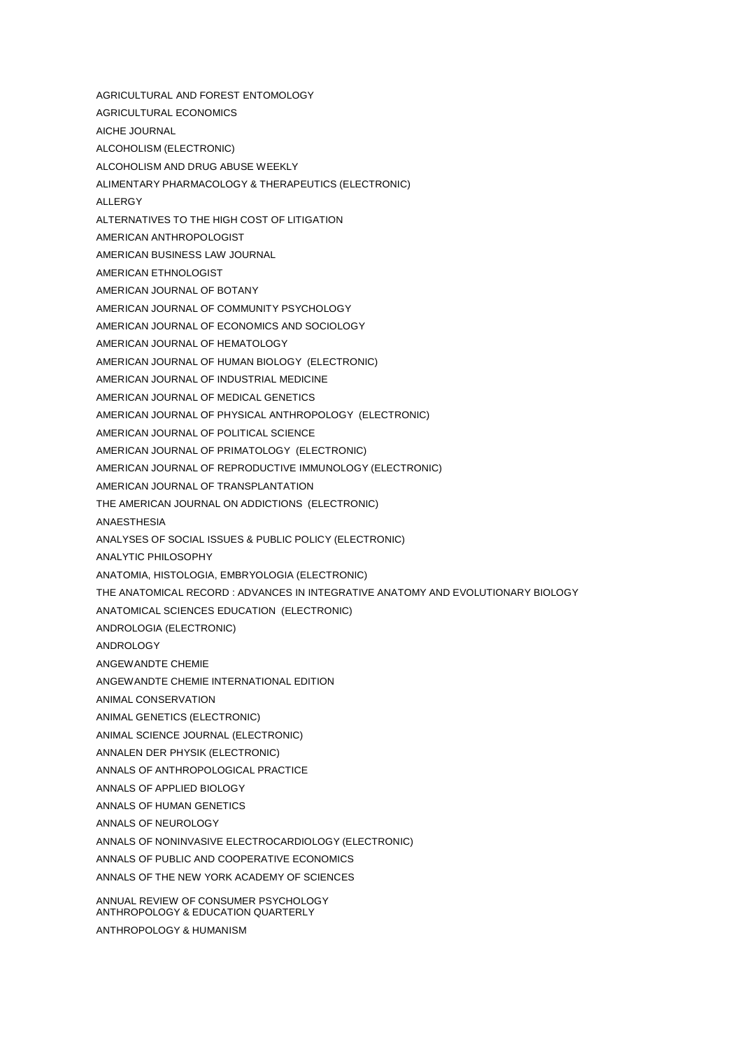AGRICULTURAL AND FOREST ENTOMOLOGY

AGRICULTURAL ECONOMICS

AICHE JOURNAL

ALCOHOLISM (ELECTRONIC)

ALCOHOLISM AND DRUG ABUSE WEEKLY

ALIMENTARY PHARMACOLOGY & THERAPEUTICS (ELECTRONIC)

ALLERGY

ALTERNATIVES TO THE HIGH COST OF LITIGATION

AMERICAN ANTHROPOLOGIST

AMERICAN BUSINESS LAW JOURNAL

AMERICAN ETHNOLOGIST

AMERICAN JOURNAL OF BOTANY

AMERICAN JOURNAL OF COMMUNITY PSYCHOLOGY

AMERICAN JOURNAL OF ECONOMICS AND SOCIOLOGY

AMERICAN JOURNAL OF HEMATOLOGY

AMERICAN JOURNAL OF HUMAN BIOLOGY (ELECTRONIC)

AMERICAN JOURNAL OF INDUSTRIAL MEDICINE

AMERICAN JOURNAL OF MEDICAL GENETICS

AMERICAN JOURNAL OF PHYSICAL ANTHROPOLOGY (ELECTRONIC)

AMERICAN JOURNAL OF POLITICAL SCIENCE

AMERICAN JOURNAL OF PRIMATOLOGY (ELECTRONIC)

AMERICAN JOURNAL OF REPRODUCTIVE IMMUNOLOGY (ELECTRONIC)

AMERICAN JOURNAL OF TRANSPLANTATION

THE AMERICAN JOURNAL ON ADDICTIONS (ELECTRONIC)

ANAESTHESIA

ANALYSES OF SOCIAL ISSUES & PUBLIC POLICY (ELECTRONIC)

ANALYTIC PHILOSOPHY

ANATOMIA, HISTOLOGIA, EMBRYOLOGIA (ELECTRONIC)

THE ANATOMICAL RECORD : ADVANCES IN INTEGRATIVE ANATOMY AND EVOLUTIONARY BIOLOGY

ANATOMICAL SCIENCES EDUCATION (ELECTRONIC)

ANDROLOGIA (ELECTRONIC)

ANDROLOGY

ANGEWANDTE CHEMIE

ANGEWANDTE CHEMIE INTERNATIONAL EDITION

ANIMAL CONSERVATION

ANIMAL GENETICS (ELECTRONIC)

ANIMAL SCIENCE JOURNAL (ELECTRONIC)

ANNALEN DER PHYSIK (ELECTRONIC)

ANNALS OF ANTHROPOLOGICAL PRACTICE

ANNALS OF APPLIED BIOLOGY

ANNALS OF HUMAN GENETICS

ANNALS OF NEUROLOGY

ANNALS OF NONINVASIVE ELECTROCARDIOLOGY (ELECTRONIC)

ANNALS OF PUBLIC AND COOPERATIVE ECONOMICS

ANNALS OF THE NEW YORK ACADEMY OF SCIENCES

ANNUAL REVIEW OF CONSUMER PSYCHOLOGY

ANTHROPOLOGY & EDUCATION QUARTERLY

ANTHROPOLOGY & HUMANISM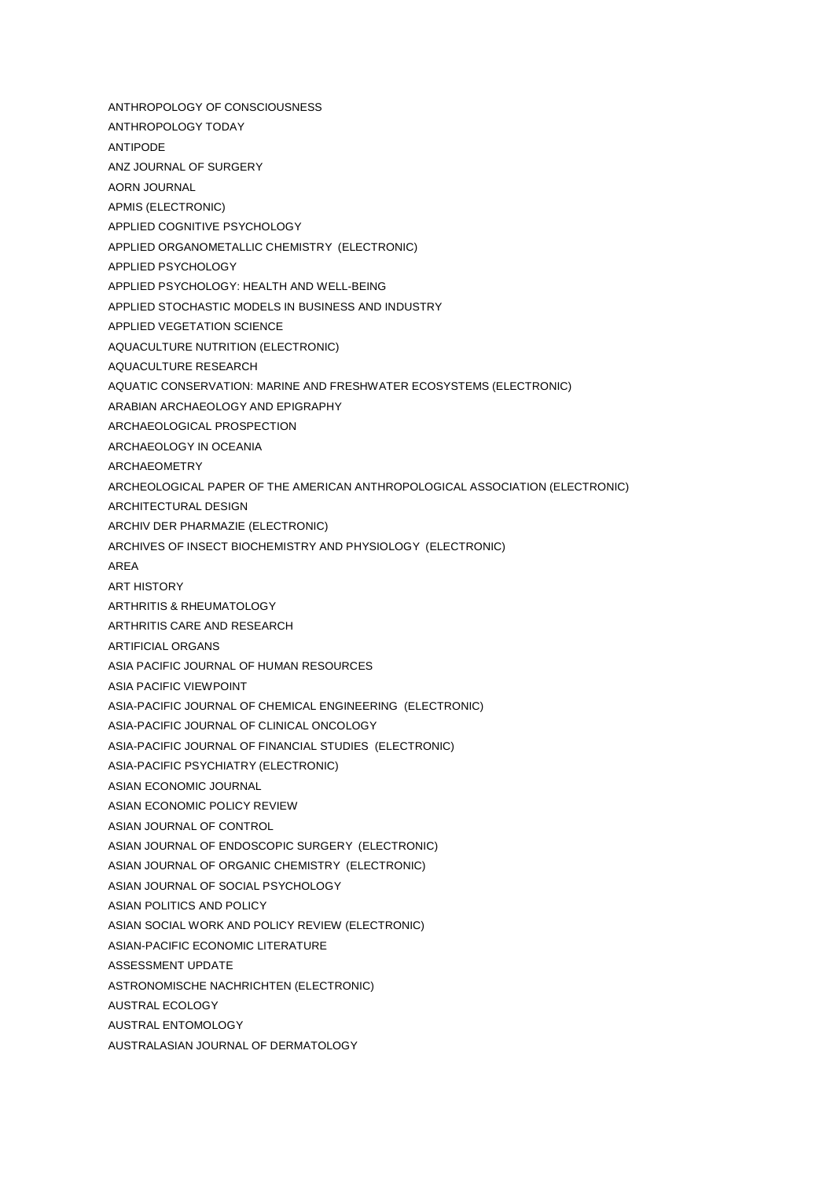ANTHROPOLOGY OF CONSCIOUSNESS

ANTHROPOLOGY TODAY

ANTIPODE

ANZ JOURNAL OF SURGERY

AORN JOURNAL

APMIS (ELECTRONIC)

APPLIED COGNITIVE PSYCHOLOGY

APPLIED ORGANOMETALLIC CHEMISTRY (ELECTRONIC)

APPLIED PSYCHOLOGY

APPLIED PSYCHOLOGY: HEALTH AND WELL-BEING

APPLIED STOCHASTIC MODELS IN BUSINESS AND INDUSTRY

APPLIED VEGETATION SCIENCE

AQUACULTURE NUTRITION (ELECTRONIC)

AQUACULTURE RESEARCH

AQUATIC CONSERVATION: MARINE AND FRESHWATER ECOSYSTEMS (ELECTRONIC)

ARABIAN ARCHAEOLOGY AND EPIGRAPHY

ARCHAEOLOGICAL PROSPECTION

ARCHAEOLOGY IN OCEANIA

ARCHAEOMETRY

ARCHEOLOGICAL PAPER OF THE AMERICAN ANTHROPOLOGICAL ASSOCIATION (ELECTRONIC)

ARCHITECTURAL DESIGN

ARCHIV DER PHARMAZIE (ELECTRONIC)

ARCHIVES OF INSECT BIOCHEMISTRY AND PHYSIOLOGY (ELECTRONIC)

AREA

ART HISTORY

ARTHRITIS & RHEUMATOLOGY

ARTHRITIS CARE AND RESEARCH

ARTIFICIAL ORGANS

ASIA PACIFIC JOURNAL OF HUMAN RESOURCES

ASIA PACIFIC VIEWPOINT

ASIA-PACIFIC JOURNAL OF CHEMICAL ENGINEERING (ELECTRONIC)

ASIA-PACIFIC JOURNAL OF CLINICAL ONCOLOGY

ASIA-PACIFIC JOURNAL OF FINANCIAL STUDIES (ELECTRONIC)

ASIA-PACIFIC PSYCHIATRY (ELECTRONIC)

ASIAN ECONOMIC JOURNAL

ASIAN ECONOMIC POLICY REVIEW

ASIAN JOURNAL OF CONTROL

ASIAN JOURNAL OF ENDOSCOPIC SURGERY (ELECTRONIC)

ASIAN JOURNAL OF ORGANIC CHEMISTRY (ELECTRONIC)

ASIAN JOURNAL OF SOCIAL PSYCHOLOGY

ASIAN POLITICS AND POLICY

ASIAN SOCIAL WORK AND POLICY REVIEW (ELECTRONIC)

ASIAN-PACIFIC ECONOMIC LITERATURE

ASSESSMENT UPDATE

ASTRONOMISCHE NACHRICHTEN (ELECTRONIC)

AUSTRAL ECOLOGY

AUSTRAL ENTOMOLOGY

AUSTRALASIAN JOURNAL OF DERMATOLOGY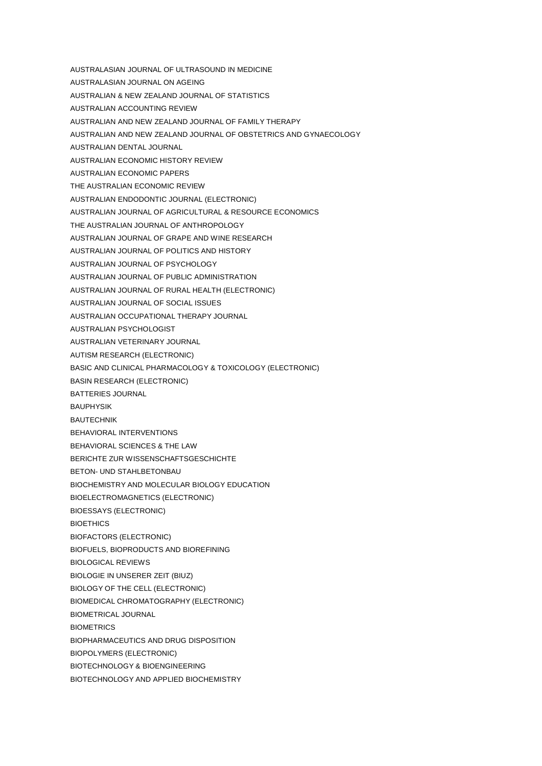AUSTRALASIAN JOURNAL OF ULTRASOUND IN MEDICINE

AUSTRALASIAN JOURNAL ON AGEING

AUSTRALIAN & NEW ZEALAND JOURNAL OF STATISTICS

AUSTRALIAN ACCOUNTING REVIEW

AUSTRALIAN AND NEW ZEALAND JOURNAL OF FAMILY THERAPY

AUSTRALIAN AND NEW ZEALAND JOURNAL OF OBSTETRICS AND GYNAECOLOGY

AUSTRALIAN DENTAL JOURNAL

AUSTRALIAN ECONOMIC HISTORY REVIEW

AUSTRALIAN ECONOMIC PAPERS

THE AUSTRALIAN ECONOMIC REVIEW

AUSTRALIAN ENDODONTIC JOURNAL (ELECTRONIC)

AUSTRALIAN JOURNAL OF AGRICULTURAL & RESOURCE ECONOMICS

THE AUSTRALIAN JOURNAL OF ANTHROPOLOGY

AUSTRALIAN JOURNAL OF GRAPE AND WINE RESEARCH

AUSTRALIAN JOURNAL OF POLITICS AND HISTORY

AUSTRALIAN JOURNAL OF PSYCHOLOGY

AUSTRALIAN JOURNAL OF PUBLIC ADMINISTRATION

AUSTRALIAN JOURNAL OF RURAL HEALTH (ELECTRONIC)

AUSTRALIAN JOURNAL OF SOCIAL ISSUES

AUSTRALIAN OCCUPATIONAL THERAPY JOURNAL

AUSTRALIAN PSYCHOLOGIST

AUSTRALIAN VETERINARY JOURNAL

AUTISM RESEARCH (ELECTRONIC)

BASIC AND CLINICAL PHARMACOLOGY & TOXICOLOGY (ELECTRONIC)

BASIN RESEARCH (ELECTRONIC)

BATTERIES JOURNAL

BAUPHYSIK

BAUTECHNIK

BEHAVIORAL INTERVENTIONS

BEHAVIORAL SCIENCES & THE LAW

BERICHTE ZUR WISSENSCHAFTSGESCHICHTE

BETON- UND STAHLBETONBAU

BIOCHEMISTRY AND MOLECULAR BIOLOGY EDUCATION

BIOELECTROMAGNETICS (ELECTRONIC)

BIOESSAYS (ELECTRONIC)

BIOETHICS

BIOFACTORS (ELECTRONIC)

BIOFUELS, BIOPRODUCTS AND BIOREFINING

BIOLOGICAL REVIEWS

BIOLOGIE IN UNSERER ZEIT (BIUZ)

BIOLOGY OF THE CELL (ELECTRONIC)

BIOMEDICAL CHROMATOGRAPHY (ELECTRONIC)

BIOMETRICAL JOURNAL

BIOMETRICS

BIOPHARMACEUTICS AND DRUG DISPOSITION

BIOPOLYMERS (ELECTRONIC)

BIOTECHNOLOGY & BIOENGINEERING

BIOTECHNOLOGY AND APPLIED BIOCHEMISTRY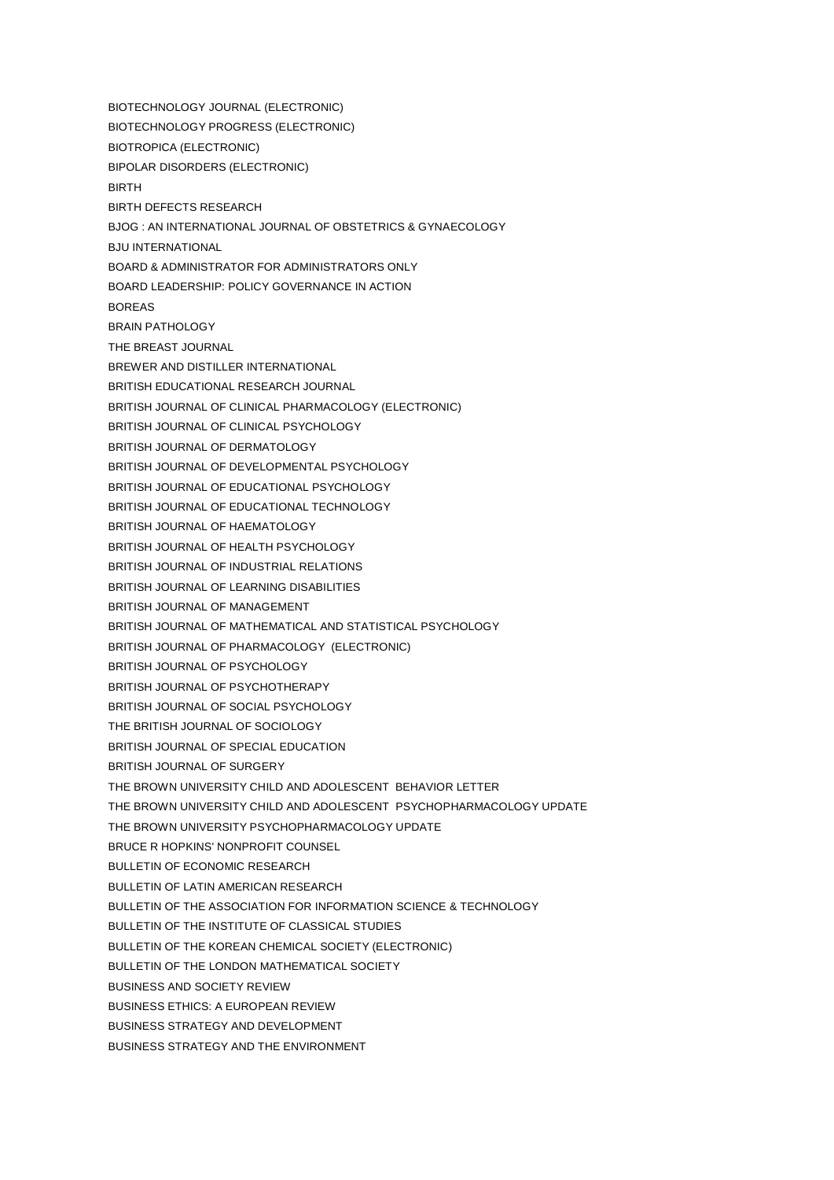BIOTECHNOLOGY JOURNAL (ELECTRONIC)

BIOTECHNOLOGY PROGRESS (ELECTRONIC)

BIOTROPICA (ELECTRONIC)

BIPOLAR DISORDERS (ELECTRONIC)

BIRTH

BIRTH DEFECTS RESEARCH

BJOG : AN INTERNATIONAL JOURNAL OF OBSTETRICS & GYNAECOLOGY

BJU INTERNATIONAL

BOARD & ADMINISTRATOR FOR ADMINISTRATORS ONLY

BOARD LEADERSHIP: POLICY GOVERNANCE IN ACTION

BOREAS

BRAIN PATHOLOGY

THE BREAST JOURNAL

BREWER AND DISTILLER INTERNATIONAL

BRITISH EDUCATIONAL RESEARCH JOURNAL

BRITISH JOURNAL OF CLINICAL PHARMACOLOGY (ELECTRONIC)

BRITISH JOURNAL OF CLINICAL PSYCHOLOGY

BRITISH JOURNAL OF DERMATOLOGY

BRITISH JOURNAL OF DEVELOPMENTAL PSYCHOLOGY

BRITISH JOURNAL OF EDUCATIONAL PSYCHOLOGY

BRITISH JOURNAL OF EDUCATIONAL TECHNOLOGY

BRITISH JOURNAL OF HAEMATOLOGY

BRITISH JOURNAL OF HEALTH PSYCHOLOGY

BRITISH JOURNAL OF INDUSTRIAL RELATIONS

BRITISH JOURNAL OF LEARNING DISABILITIES

BRITISH JOURNAL OF MANAGEMENT

BRITISH JOURNAL OF MATHEMATICAL AND STATISTICAL PSYCHOLOGY

BRITISH JOURNAL OF PHARMACOLOGY (ELECTRONIC)

BRITISH JOURNAL OF PSYCHOLOGY

BRITISH JOURNAL OF PSYCHOTHERAPY

BRITISH JOURNAL OF SOCIAL PSYCHOLOGY

THE BRITISH JOURNAL OF SOCIOLOGY

BRITISH JOURNAL OF SPECIAL EDUCATION

BRITISH JOURNAL OF SURGERY

THE BROWN UNIVERSITY CHILD AND ADOLESCENT BEHAVIOR LETTER

THE BROWN UNIVERSITY CHILD AND ADOLESCENT PSYCHOPHARMACOLOGY UPDATE

THE BROWN UNIVERSITY PSYCHOPHARMACOLOGY UPDATE

BRUCE R HOPKINS' NONPROFIT COUNSEL

BULLETIN OF ECONOMIC RESEARCH

BULLETIN OF LATIN AMERICAN RESEARCH

BULLETIN OF THE ASSOCIATION FOR INFORMATION SCIENCE & TECHNOLOGY

BULLETIN OF THE INSTITUTE OF CLASSICAL STUDIES

BULLETIN OF THE KOREAN CHEMICAL SOCIETY (ELECTRONIC)

BULLETIN OF THE LONDON MATHEMATICAL SOCIETY

BUSINESS AND SOCIETY REVIEW

BUSINESS ETHICS: A EUROPEAN REVIEW

BUSINESS STRATEGY AND DEVELOPMENT

BUSINESS STRATEGY AND THE ENVIRONMENT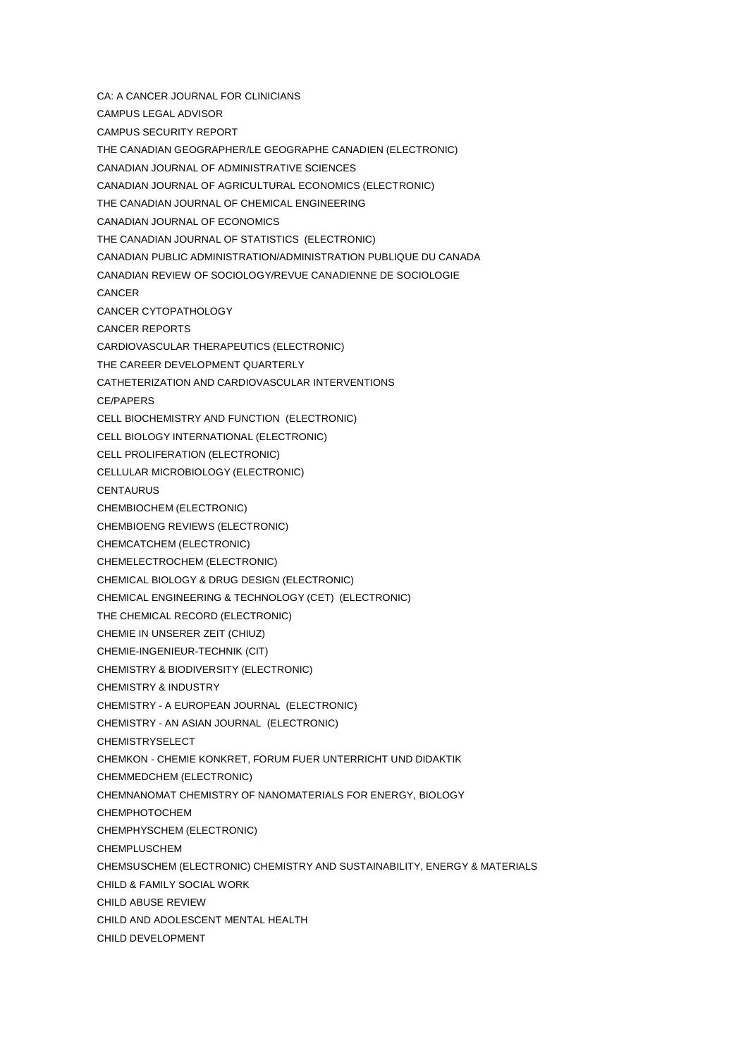CA: A CANCER JOURNAL FOR CLINICIANS

CAMPUS LEGAL ADVISOR

CAMPUS SECURITY REPORT

THE CANADIAN GEOGRAPHER/LE GEOGRAPHE CANADIEN (ELECTRONIC)

CANADIAN JOURNAL OF ADMINISTRATIVE SCIENCES

CANADIAN JOURNAL OF AGRICULTURAL ECONOMICS (ELECTRONIC)

THE CANADIAN JOURNAL OF CHEMICAL ENGINEERING

CANADIAN JOURNAL OF ECONOMICS

THE CANADIAN JOURNAL OF STATISTICS (ELECTRONIC)

CANADIAN PUBLIC ADMINISTRATION/ADMINISTRATION PUBLIQUE DU CANADA

CANADIAN REVIEW OF SOCIOLOGY/REVUE CANADIENNE DE SOCIOLOGIE

CANCER

CANCER CYTOPATHOLOGY

CANCER REPORTS

CARDIOVASCULAR THERAPEUTICS (ELECTRONIC)

THE CAREER DEVELOPMENT QUARTERLY

CATHETERIZATION AND CARDIOVASCULAR INTERVENTIONS

CE/PAPERS

CELL BIOCHEMISTRY AND FUNCTION (ELECTRONIC)

CELL BIOLOGY INTERNATIONAL (ELECTRONIC)

CELL PROLIFERATION (ELECTRONIC)

CELLULAR MICROBIOLOGY (ELECTRONIC)

CENTAURUS

CHEMBIOCHEM (ELECTRONIC)

CHEMBIOENG REVIEWS (ELECTRONIC)

CHEMCATCHEM (ELECTRONIC)

CHEMELECTROCHEM (ELECTRONIC)

CHEMICAL BIOLOGY & DRUG DESIGN (ELECTRONIC)

CHEMICAL ENGINEERING & TECHNOLOGY (CET) (ELECTRONIC)

THE CHEMICAL RECORD (ELECTRONIC)

CHEMIE IN UNSERER ZEIT (CHIUZ)

CHEMIE-INGENIEUR-TECHNIK (CIT)

CHEMISTRY & BIODIVERSITY (ELECTRONIC)

CHEMISTRY & INDUSTRY

CHEMISTRY - A EUROPEAN JOURNAL (ELECTRONIC)

CHEMISTRY - AN ASIAN JOURNAL (ELECTRONIC)

CHEMISTRYSELECT

CHEMKON - CHEMIE KONKRET, FORUM FUER UNTERRICHT UND DIDAKTIK

CHEMMEDCHEM (ELECTRONIC)

CHEMNANOMAT CHEMISTRY OF NANOMATERIALS FOR ENERGY, BIOLOGY

CHEMPHOTOCHEM

CHEMPHYSCHEM (ELECTRONIC)

CHEMPLUSCHEM

CHEMSUSCHEM (ELECTRONIC) CHEMISTRY AND SUSTAINABILITY, ENERGY & MATERIALS

CHILD & FAMILY SOCIAL WORK

CHILD ABUSE REVIEW

CHILD AND ADOLESCENT MENTAL HEALTH

CHILD DEVELOPMENT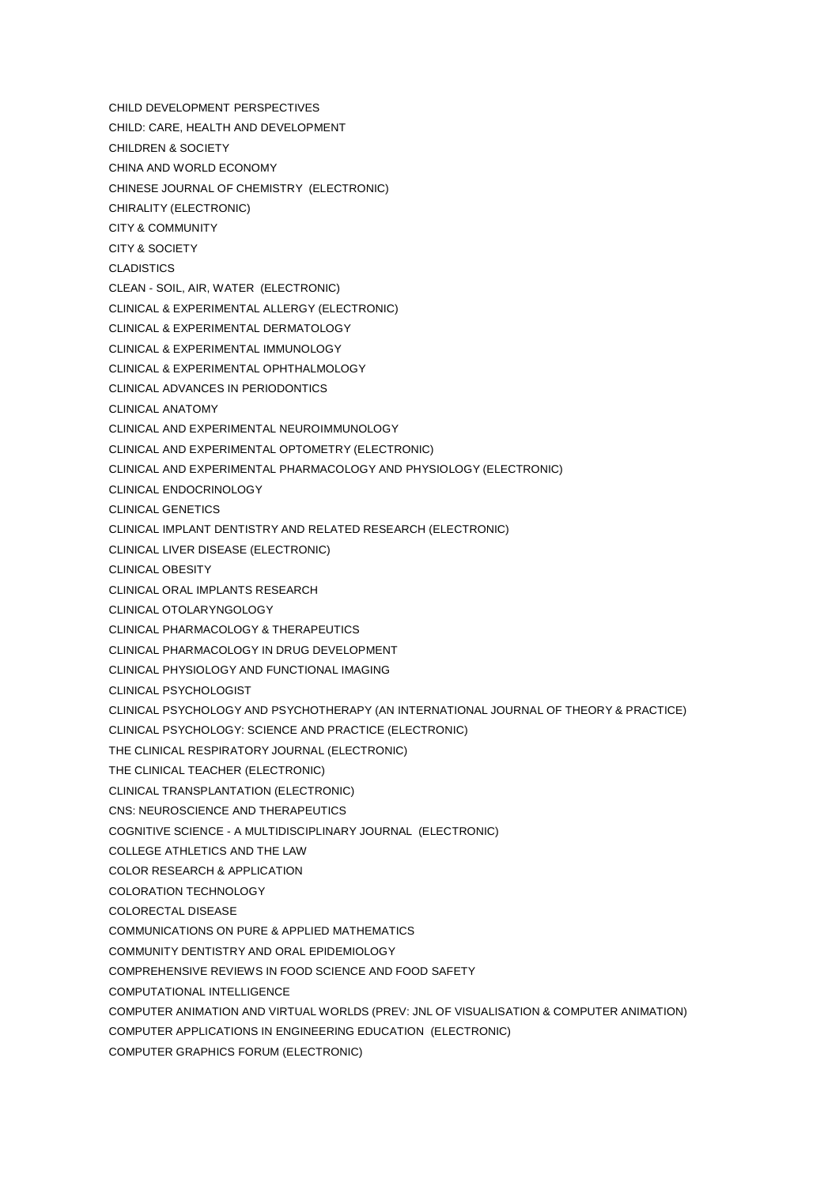CHILD DEVELOPMENT PERSPECTIVES

CHILD: CARE, HEALTH AND DEVELOPMENT

CHILDREN & SOCIETY

CHINA AND WORLD ECONOMY

CHINESE JOURNAL OF CHEMISTRY (ELECTRONIC)

CHIRALITY (ELECTRONIC)

CITY & COMMUNITY

CITY & SOCIETY

CLADISTICS

CLEAN - SOIL, AIR, WATER (ELECTRONIC)

CLINICAL & EXPERIMENTAL ALLERGY (ELECTRONIC)

CLINICAL & EXPERIMENTAL DERMATOLOGY

CLINICAL & EXPERIMENTAL IMMUNOLOGY

CLINICAL & EXPERIMENTAL OPHTHALMOLOGY

CLINICAL ADVANCES IN PERIODONTICS

CLINICAL ANATOMY

CLINICAL AND EXPERIMENTAL NEUROIMMUNOLOGY

CLINICAL AND EXPERIMENTAL OPTOMETRY (ELECTRONIC)

CLINICAL AND EXPERIMENTAL PHARMACOLOGY AND PHYSIOLOGY (ELECTRONIC)

CLINICAL ENDOCRINOLOGY

CLINICAL GENETICS

CLINICAL IMPLANT DENTISTRY AND RELATED RESEARCH (ELECTRONIC)

CLINICAL LIVER DISEASE (ELECTRONIC)

CLINICAL OBESITY

CLINICAL ORAL IMPLANTS RESEARCH

CLINICAL OTOLARYNGOLOGY

CLINICAL PHARMACOLOGY & THERAPEUTICS

CLINICAL PHARMACOLOGY IN DRUG DEVELOPMENT

CLINICAL PHYSIOLOGY AND FUNCTIONAL IMAGING

CLINICAL PSYCHOLOGIST

CLINICAL PSYCHOLOGY AND PSYCHOTHERAPY (AN INTERNATIONAL JOURNAL OF THEORY & PRACTICE)

CLINICAL PSYCHOLOGY: SCIENCE AND PRACTICE (ELECTRONIC)

THE CLINICAL RESPIRATORY JOURNAL (ELECTRONIC)

THE CLINICAL TEACHER (ELECTRONIC)

CLINICAL TRANSPLANTATION (ELECTRONIC)

CNS: NEUROSCIENCE AND THERAPEUTICS

COGNITIVE SCIENCE - A MULTIDISCIPLINARY JOURNAL (ELECTRONIC)

COLLEGE ATHLETICS AND THE LAW

COLOR RESEARCH & APPLICATION

COLORATION TECHNOLOGY

COLORECTAL DISEASE

COMMUNICATIONS ON PURE & APPLIED MATHEMATICS

COMMUNITY DENTISTRY AND ORAL EPIDEMIOLOGY

COMPREHENSIVE REVIEWS IN FOOD SCIENCE AND FOOD SAFETY

COMPUTATIONAL INTELLIGENCE

COMPUTER ANIMATION AND VIRTUAL WORLDS (PREV: JNL OF VISUALISATION & COMPUTER ANIMATION)

COMPUTER APPLICATIONS IN ENGINEERING EDUCATION (ELECTRONIC)

COMPUTER GRAPHICS FORUM (ELECTRONIC)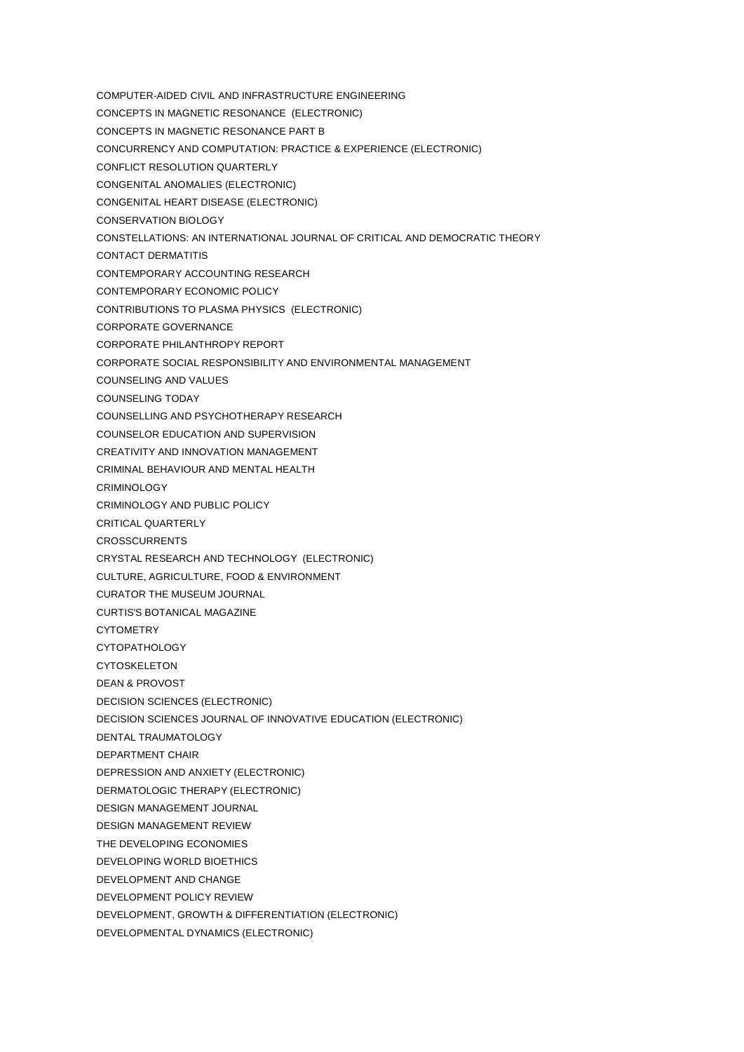COMPUTER-AIDED CIVIL AND INFRASTRUCTURE ENGINEERING

CONCEPTS IN MAGNETIC RESONANCE (ELECTRONIC)

CONCEPTS IN MAGNETIC RESONANCE PART B

CONCURRENCY AND COMPUTATION: PRACTICE & EXPERIENCE (ELECTRONIC)

CONFLICT RESOLUTION QUARTERLY

CONGENITAL ANOMALIES (ELECTRONIC)

CONGENITAL HEART DISEASE (ELECTRONIC)

CONSERVATION BIOLOGY

CONSTELLATIONS: AN INTERNATIONAL JOURNAL OF CRITICAL AND DEMOCRATIC THEORY

CONTACT DERMATITIS

CONTEMPORARY ACCOUNTING RESEARCH

CONTEMPORARY ECONOMIC POLICY

CONTRIBUTIONS TO PLASMA PHYSICS (ELECTRONIC)

CORPORATE GOVERNANCE

CORPORATE PHILANTHROPY REPORT

CORPORATE SOCIAL RESPONSIBILITY AND ENVIRONMENTAL MANAGEMENT

COUNSELING AND VALUES

COUNSELING TODAY

COUNSELLING AND PSYCHOTHERAPY RESEARCH

COUNSELOR EDUCATION AND SUPERVISION

CREATIVITY AND INNOVATION MANAGEMENT

CRIMINAL BEHAVIOUR AND MENTAL HEALTH

CRIMINOLOGY

CRIMINOLOGY AND PUBLIC POLICY

CRITICAL QUARTERLY

CROSSCURRENTS

CRYSTAL RESEARCH AND TECHNOLOGY (ELECTRONIC)

CULTURE, AGRICULTURE, FOOD & ENVIRONMENT

CURATOR THE MUSEUM JOURNAL

CURTIS'S BOTANICAL MAGAZINE

CYTOMETRY

CYTOPATHOLOGY

CYTOSKELETON

DEAN & PROVOST

DECISION SCIENCES (ELECTRONIC)

DECISION SCIENCES JOURNAL OF INNOVATIVE EDUCATION (ELECTRONIC)

DENTAL TRAUMATOLOGY

DEPARTMENT CHAIR

DEPRESSION AND ANXIETY (ELECTRONIC)

DERMATOLOGIC THERAPY (ELECTRONIC)

DESIGN MANAGEMENT JOURNAL

DESIGN MANAGEMENT REVIEW

THE DEVELOPING ECONOMIES

DEVELOPING WORLD BIOETHICS

DEVELOPMENT AND CHANGE

DEVELOPMENT POLICY REVIEW

DEVELOPMENT, GROWTH & DIFFERENTIATION (ELECTRONIC)

DEVELOPMENTAL DYNAMICS (ELECTRONIC)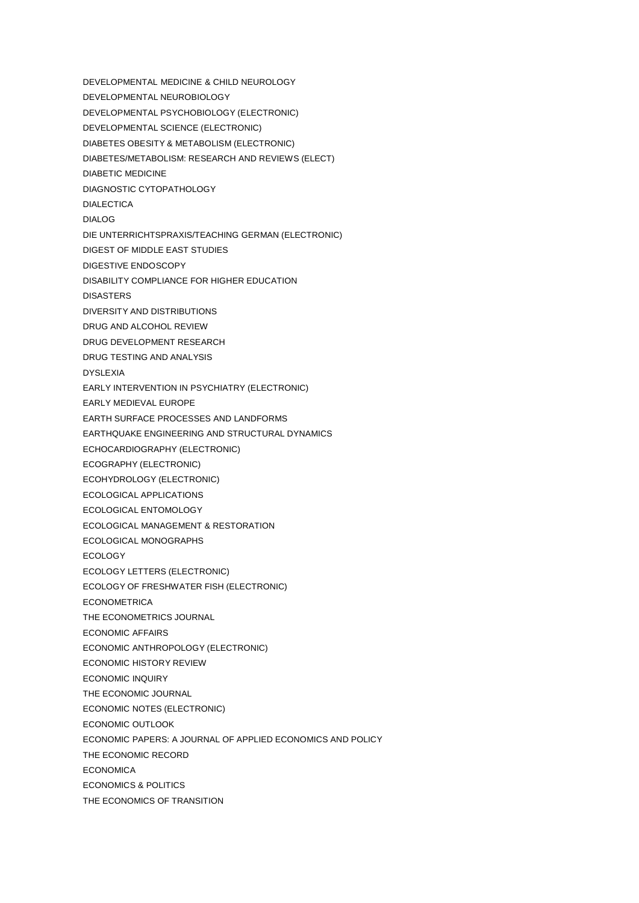DEVELOPMENTAL MEDICINE & CHILD NEUROLOGY

DEVELOPMENTAL NEUROBIOLOGY

DEVELOPMENTAL PSYCHOBIOLOGY (ELECTRONIC)

DEVELOPMENTAL SCIENCE (ELECTRONIC)

DIABETES OBESITY & METABOLISM (ELECTRONIC)

DIABETES/METABOLISM: RESEARCH AND REVIEWS (ELECT)

DIABETIC MEDICINE

DIAGNOSTIC CYTOPATHOLOGY

DIALECTICA

DIALOG

DIE UNTERRICHTSPRAXIS/TEACHING GERMAN (ELECTRONIC)

DIGEST OF MIDDLE EAST STUDIES

DIGESTIVE ENDOSCOPY

DISABILITY COMPLIANCE FOR HIGHER EDUCATION

DISASTERS

DIVERSITY AND DISTRIBUTIONS

DRUG AND ALCOHOL REVIEW

DRUG DEVELOPMENT RESEARCH

DRUG TESTING AND ANALYSIS

DYSLEXIA

EARLY INTERVENTION IN PSYCHIATRY (ELECTRONIC)

EARLY MEDIEVAL EUROPE

EARTH SURFACE PROCESSES AND LANDFORMS

EARTHQUAKE ENGINEERING AND STRUCTURAL DYNAMICS

ECHOCARDIOGRAPHY (ELECTRONIC)

ECOGRAPHY (ELECTRONIC)

ECOHYDROLOGY (ELECTRONIC)

ECOLOGICAL APPLICATIONS

ECOLOGICAL ENTOMOLOGY

ECOLOGICAL MANAGEMENT & RESTORATION

ECOLOGICAL MONOGRAPHS

ECOLOGY

ECOLOGY LETTERS (ELECTRONIC)

ECOLOGY OF FRESHWATER FISH (ELECTRONIC)

ECONOMETRICA

THE ECONOMETRICS JOURNAL

ECONOMIC AFFAIRS

ECONOMIC ANTHROPOLOGY (ELECTRONIC)

ECONOMIC HISTORY REVIEW

ECONOMIC INQUIRY

THE ECONOMIC JOURNAL

ECONOMIC NOTES (ELECTRONIC)

ECONOMIC OUTLOOK

ECONOMIC PAPERS: A JOURNAL OF APPLIED ECONOMICS AND POLICY

THE ECONOMIC RECORD

ECONOMICA

ECONOMICS & POLITICS

THE ECONOMICS OF TRANSITION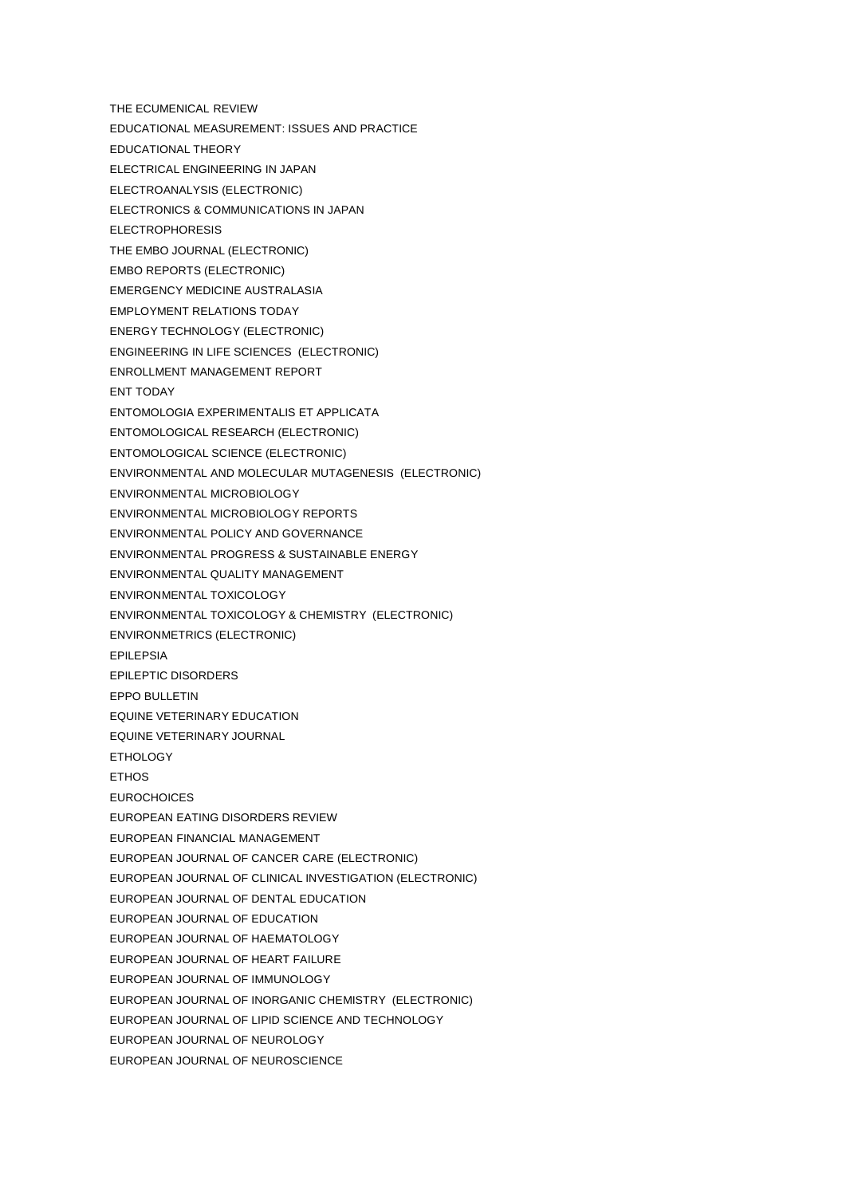THE ECUMENICAL REVIEW

EDUCATIONAL MEASUREMENT: ISSUES AND PRACTICE

EDUCATIONAL THEORY

ELECTRICAL ENGINEERING IN JAPAN

ELECTROANALYSIS (ELECTRONIC)

ELECTRONICS & COMMUNICATIONS IN JAPAN

ELECTROPHORESIS

THE EMBO JOURNAL (ELECTRONIC)

EMBO REPORTS (ELECTRONIC)

EMERGENCY MEDICINE AUSTRALASIA

EMPLOYMENT RELATIONS TODAY

ENERGY TECHNOLOGY (ELECTRONIC)

ENGINEERING IN LIFE SCIENCES (ELECTRONIC)

ENROLLMENT MANAGEMENT REPORT

ENT TODAY

ENTOMOLOGIA EXPERIMENTALIS ET APPLICATA

ENTOMOLOGICAL RESEARCH (ELECTRONIC)

ENTOMOLOGICAL SCIENCE (ELECTRONIC)

ENVIRONMENTAL AND MOLECULAR MUTAGENESIS (ELECTRONIC)

ENVIRONMENTAL MICROBIOLOGY

ENVIRONMENTAL MICROBIOLOGY REPORTS

ENVIRONMENTAL POLICY AND GOVERNANCE

ENVIRONMENTAL PROGRESS & SUSTAINABLE ENERGY

ENVIRONMENTAL QUALITY MANAGEMENT

ENVIRONMENTAL TOXICOLOGY

ENVIRONMENTAL TOXICOLOGY & CHEMISTRY (ELECTRONIC)

ENVIRONMETRICS (ELECTRONIC)

EPILEPSIA

EPILEPTIC DISORDERS

EPPO BULLETIN

EQUINE VETERINARY EDUCATION

EQUINE VETERINARY JOURNAL

ETHOLOGY

ETHOS

EUROCHOICES

EUROPEAN EATING DISORDERS REVIEW

EUROPEAN FINANCIAL MANAGEMENT

EUROPEAN JOURNAL OF CANCER CARE (ELECTRONIC)

EUROPEAN JOURNAL OF CLINICAL INVESTIGATION (ELECTRONIC)

EUROPEAN JOURNAL OF DENTAL EDUCATION

EUROPEAN JOURNAL OF EDUCATION

EUROPEAN JOURNAL OF HAEMATOLOGY

EUROPEAN JOURNAL OF HEART FAILURE

EUROPEAN JOURNAL OF IMMUNOLOGY

EUROPEAN JOURNAL OF INORGANIC CHEMISTRY (ELECTRONIC)

EUROPEAN JOURNAL OF LIPID SCIENCE AND TECHNOLOGY

EUROPEAN JOURNAL OF NEUROLOGY

EUROPEAN JOURNAL OF NEUROSCIENCE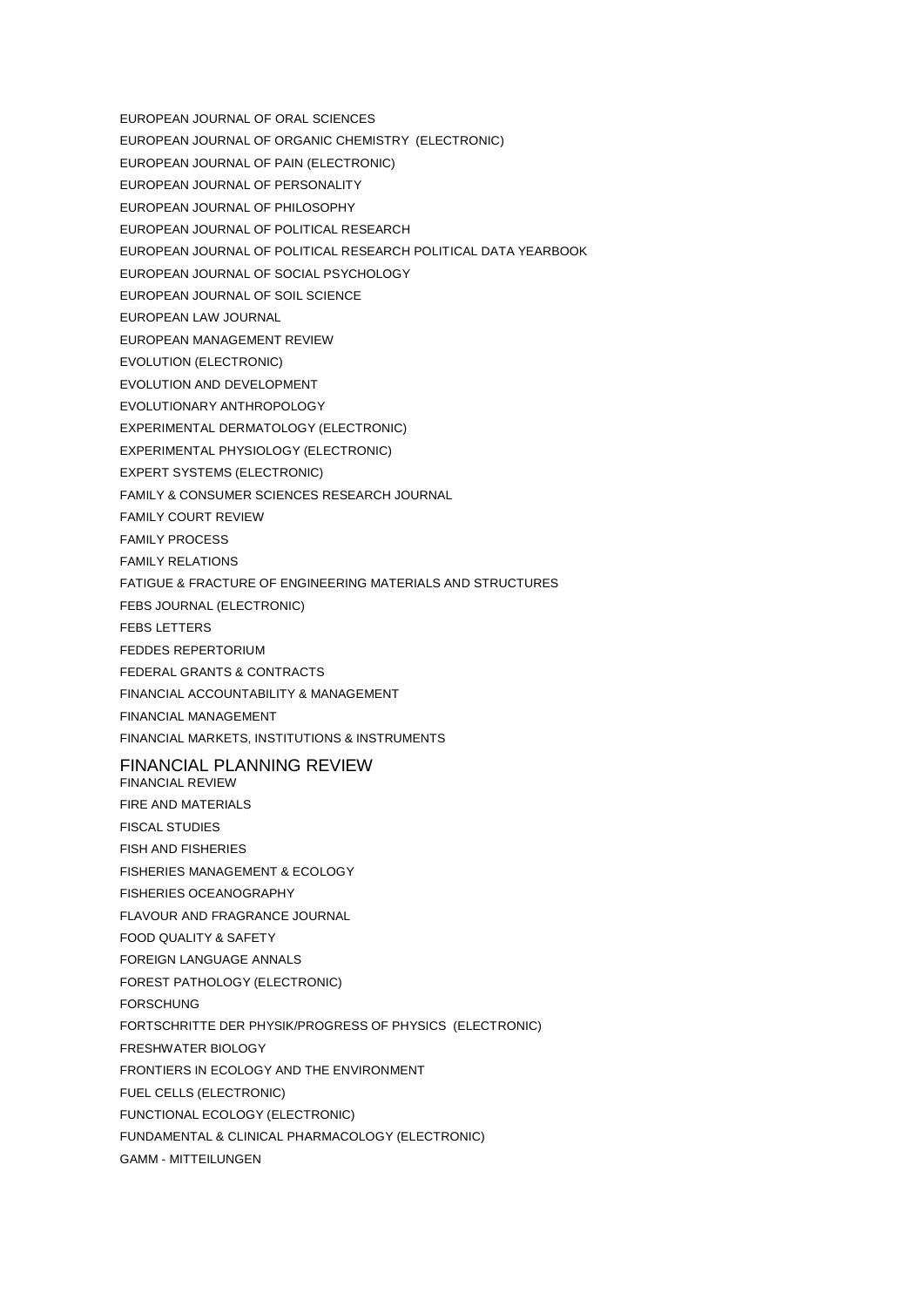EUROPEAN JOURNAL OF ORAL SCIENCES

EUROPEAN JOURNAL OF ORGANIC CHEMISTRY (ELECTRONIC)

EUROPEAN JOURNAL OF PAIN (ELECTRONIC)

EUROPEAN JOURNAL OF PERSONALITY

EUROPEAN JOURNAL OF PHILOSOPHY

EUROPEAN JOURNAL OF POLITICAL RESEARCH

EUROPEAN JOURNAL OF POLITICAL RESEARCH POLITICAL DATA YEARBOOK

EUROPEAN JOURNAL OF SOCIAL PSYCHOLOGY

EUROPEAN JOURNAL OF SOIL SCIENCE

EUROPEAN LAW JOURNAL

EUROPEAN MANAGEMENT REVIEW

EVOLUTION (ELECTRONIC)

EVOLUTION AND DEVELOPMENT

EVOLUTIONARY ANTHROPOLOGY

EXPERIMENTAL DERMATOLOGY (ELECTRONIC)

EXPERIMENTAL PHYSIOLOGY (ELECTRONIC)

EXPERT SYSTEMS (ELECTRONIC)

FAMILY & CONSUMER SCIENCES RESEARCH JOURNAL

FAMILY COURT REVIEW

FAMILY PROCESS

FAMILY RELATIONS

FATIGUE & FRACTURE OF ENGINEERING MATERIALS AND STRUCTURES

FEBS JOURNAL (ELECTRONIC)

FEBS LETTERS

FEDDES REPERTORIUM

FEDERAL GRANTS & CONTRACTS

FINANCIAL ACCOUNTABILITY & MANAGEMENT

FINANCIAL MANAGEMENT

FINANCIAL MARKETS, INSTITUTIONS & INSTRUMENTS

FINANCIAL PLANNING REVIEW

FINANCIAL REVIEW

FIRE AND MATERIALS

FISCAL STUDIES

FISH AND FISHERIES

FISHERIES MANAGEMENT & ECOLOGY

FISHERIES OCEANOGRAPHY

FLAVOUR AND FRAGRANCE JOURNAL

FOOD QUALITY & SAFETY

FOREIGN LANGUAGE ANNALS

FOREST PATHOLOGY (ELECTRONIC)

FORSCHUNG

FORTSCHRITTE DER PHYSIK/PROGRESS OF PHYSICS (ELECTRONIC)

FRESHWATER BIOLOGY

FRONTIERS IN ECOLOGY AND THE ENVIRONMENT

FUEL CELLS (ELECTRONIC)

FUNCTIONAL ECOLOGY (ELECTRONIC)

FUNDAMENTAL & CLINICAL PHARMACOLOGY (ELECTRONIC)

GAMM - MITTEILUNGEN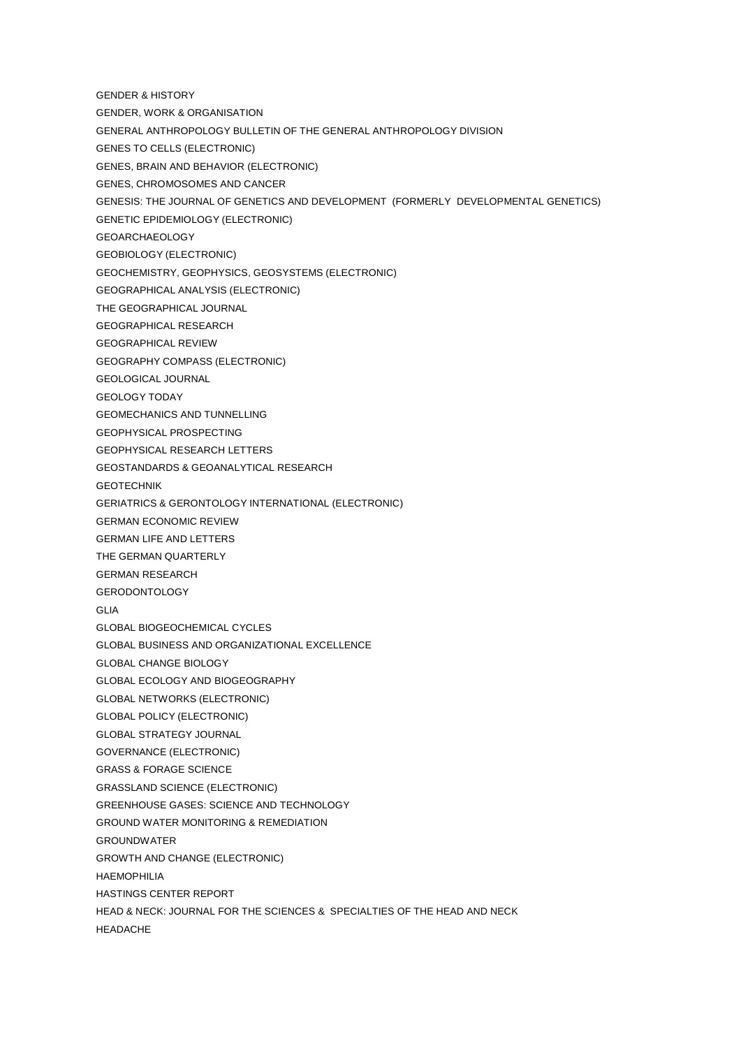GENDER & HISTORY

GENDER, WORK & ORGANISATION

GENERAL ANTHROPOLOGY BULLETIN OF THE GENERAL ANTHROPOLOGY DIVISION

GENES TO CELLS (ELECTRONIC)

GENES, BRAIN AND BEHAVIOR (ELECTRONIC)

GENES, CHROMOSOMES AND CANCER

GENESIS: THE JOURNAL OF GENETICS AND DEVELOPMENT (FORMERLY DEVELOPMENTAL GENETICS)

GENETIC EPIDEMIOLOGY (ELECTRONIC)

GEOARCHAEOLOGY

GEOBIOLOGY (ELECTRONIC)

GEOCHEMISTRY, GEOPHYSICS, GEOSYSTEMS (ELECTRONIC)

GEOGRAPHICAL ANALYSIS (ELECTRONIC)

THE GEOGRAPHICAL JOURNAL

GEOGRAPHICAL RESEARCH

GEOGRAPHICAL REVIEW

GEOGRAPHY COMPASS (ELECTRONIC)

GEOLOGICAL JOURNAL

GEOLOGY TODAY

GEOMECHANICS AND TUNNELLING

GEOPHYSICAL PROSPECTING

GEOPHYSICAL RESEARCH LETTERS

GEOSTANDARDS & GEOANALYTICAL RESEARCH

GEOTECHNIK

GERIATRICS & GERONTOLOGY INTERNATIONAL (ELECTRONIC)

GERMAN ECONOMIC REVIEW

GERMAN LIFE AND LETTERS

THE GERMAN QUARTERLY

GERMAN RESEARCH

GERODONTOLOGY

GLIA

GLOBAL BIOGEOCHEMICAL CYCLES

GLOBAL BUSINESS AND ORGANIZATIONAL EXCELLENCE

GLOBAL CHANGE BIOLOGY

GLOBAL ECOLOGY AND BIOGEOGRAPHY

GLOBAL NETWORKS (ELECTRONIC)

GLOBAL POLICY (ELECTRONIC)

GLOBAL STRATEGY JOURNAL

GOVERNANCE (ELECTRONIC)

GRASS & FORAGE SCIENCE

GRASSLAND SCIENCE (ELECTRONIC)

GREENHOUSE GASES: SCIENCE AND TECHNOLOGY

GROUND WATER MONITORING & REMEDIATION

GROUNDWATER

GROWTH AND CHANGE (ELECTRONIC)

HAEMOPHILIA

HASTINGS CENTER REPORT

HEAD & NECK: JOURNAL FOR THE SCIENCES & SPECIALTIES OF THE HEAD AND NECK

HEADACHE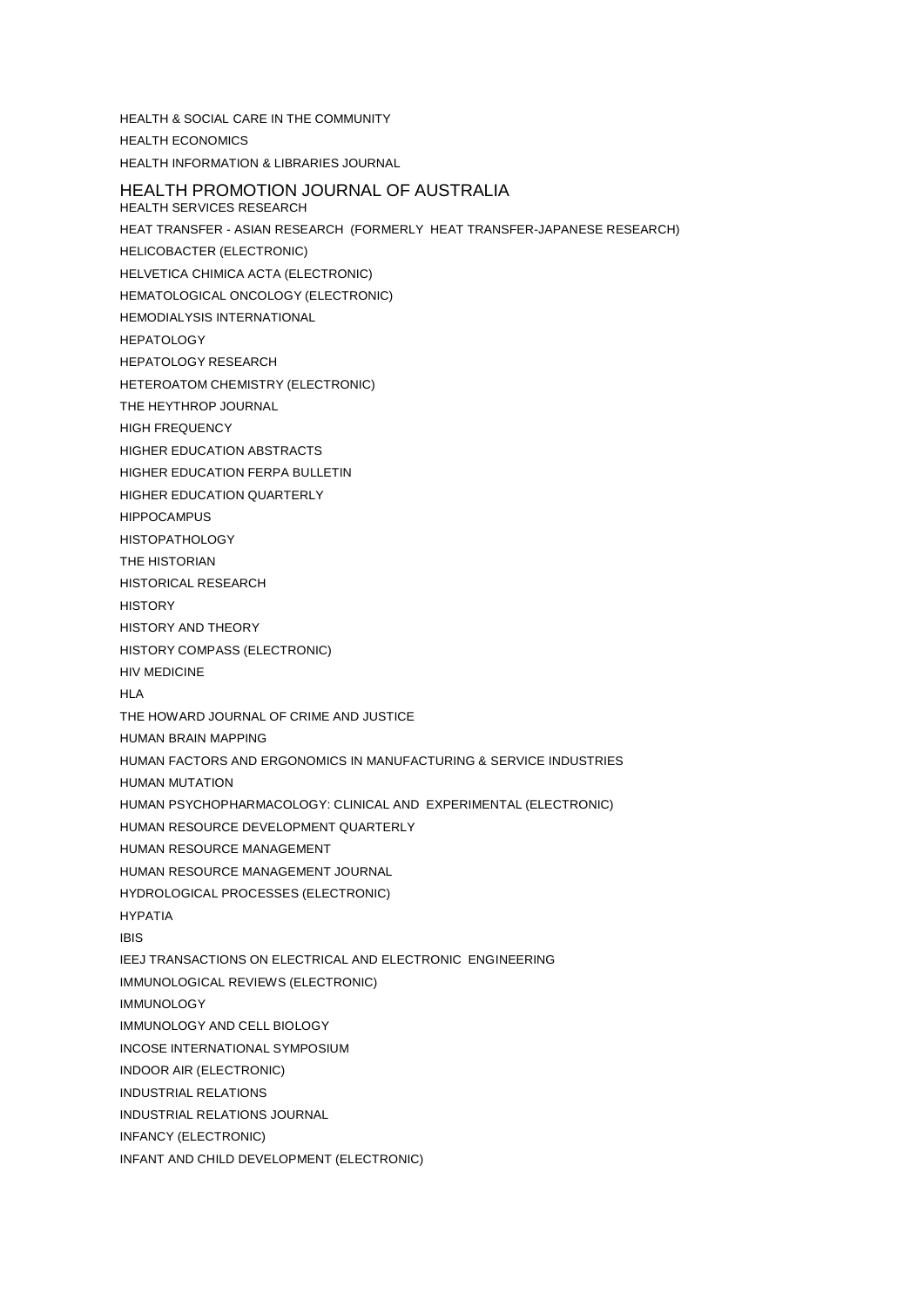HEALTH & SOCIAL CARE IN THE COMMUNITY

HEALTH ECONOMICS

HEALTH INFORMATION & LIBRARIES JOURNAL

HEALTH PROMOTION JOURNAL OF AUSTRALIA

HEALTH SERVICES RESEARCH

HEAT TRANSFER - ASIAN RESEARCH (FORMERLY HEAT TRANSFER-JAPANESE RESEARCH)

HELICOBACTER (ELECTRONIC)

HELVETICA CHIMICA ACTA (ELECTRONIC)

HEMATOLOGICAL ONCOLOGY (ELECTRONIC)

HEMODIALYSIS INTERNATIONAL

HEPATOLOGY

HEPATOLOGY RESEARCH

HETEROATOM CHEMISTRY (ELECTRONIC)

THE HEYTHROP JOURNAL

HIGH FREQUENCY

HIGHER EDUCATION ABSTRACTS

HIGHER EDUCATION FERPA BULLETIN

HIGHER EDUCATION QUARTERLY

HIPPOCAMPUS

HISTOPATHOLOGY

THE HISTORIAN

HISTORICAL RESEARCH

HISTORY

HISTORY AND THEORY

HISTORY COMPASS (ELECTRONIC)

HIV MEDICINE

HLA

THE HOWARD JOURNAL OF CRIME AND JUSTICE

HUMAN BRAIN MAPPING

HUMAN FACTORS AND ERGONOMICS IN MANUFACTURING & SERVICE INDUSTRIES

HUMAN MUTATION

HUMAN PSYCHOPHARMACOLOGY: CLINICAL AND EXPERIMENTAL (ELECTRONIC)

HUMAN RESOURCE DEVELOPMENT QUARTERLY

HUMAN RESOURCE MANAGEMENT

HUMAN RESOURCE MANAGEMENT JOURNAL

HYDROLOGICAL PROCESSES (ELECTRONIC)

HYPATIA

IBIS

IEEJ TRANSACTIONS ON ELECTRICAL AND ELECTRONIC ENGINEERING

IMMUNOLOGICAL REVIEWS (ELECTRONIC)

IMMUNOLOGY

IMMUNOLOGY AND CELL BIOLOGY

INCOSE INTERNATIONAL SYMPOSIUM

INDOOR AIR (ELECTRONIC)

INDUSTRIAL RELATIONS

INDUSTRIAL RELATIONS JOURNAL

INFANCY (ELECTRONIC)

INFANT AND CHILD DEVELOPMENT (ELECTRONIC)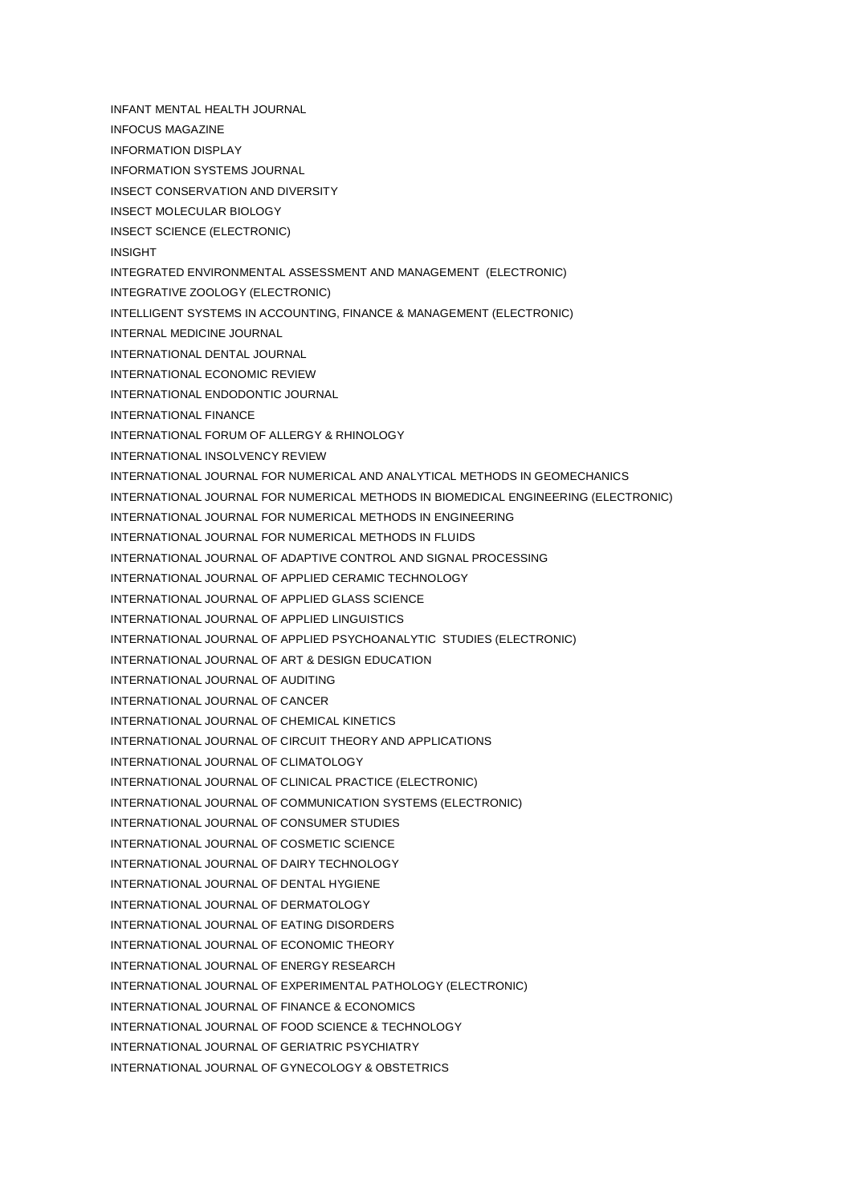INFANT MENTAL HEALTH JOURNAL

INFOCUS MAGAZINE

INFORMATION DISPLAY

INFORMATION SYSTEMS JOURNAL

INSECT CONSERVATION AND DIVERSITY

INSECT MOLECULAR BIOLOGY

INSECT SCIENCE (ELECTRONIC)

INSIGHT

INTEGRATED ENVIRONMENTAL ASSESSMENT AND MANAGEMENT (ELECTRONIC)

INTEGRATIVE ZOOLOGY (ELECTRONIC)

INTELLIGENT SYSTEMS IN ACCOUNTING, FINANCE & MANAGEMENT (ELECTRONIC)

INTERNAL MEDICINE JOURNAL

INTERNATIONAL DENTAL JOURNAL

INTERNATIONAL ECONOMIC REVIEW

INTERNATIONAL ENDODONTIC JOURNAL

INTERNATIONAL FINANCE

INTERNATIONAL FORUM OF ALLERGY & RHINOLOGY

INTERNATIONAL INSOLVENCY REVIEW

INTERNATIONAL JOURNAL FOR NUMERICAL AND ANALYTICAL METHODS IN GEOMECHANICS

INTERNATIONAL JOURNAL FOR NUMERICAL METHODS IN BIOMEDICAL ENGINEERING (ELECTRONIC)

INTERNATIONAL JOURNAL FOR NUMERICAL METHODS IN ENGINEERING

INTERNATIONAL JOURNAL FOR NUMERICAL METHODS IN FLUIDS

INTERNATIONAL JOURNAL OF ADAPTIVE CONTROL AND SIGNAL PROCESSING

INTERNATIONAL JOURNAL OF APPLIED CERAMIC TECHNOLOGY

INTERNATIONAL JOURNAL OF APPLIED GLASS SCIENCE

INTERNATIONAL JOURNAL OF APPLIED LINGUISTICS

INTERNATIONAL JOURNAL OF APPLIED PSYCHOANALYTIC STUDIES (ELECTRONIC)

INTERNATIONAL JOURNAL OF ART & DESIGN EDUCATION

INTERNATIONAL JOURNAL OF AUDITING

INTERNATIONAL JOURNAL OF CANCER

INTERNATIONAL JOURNAL OF CHEMICAL KINETICS

INTERNATIONAL JOURNAL OF CIRCUIT THEORY AND APPLICATIONS

INTERNATIONAL JOURNAL OF CLIMATOLOGY

INTERNATIONAL JOURNAL OF CLINICAL PRACTICE (ELECTRONIC)

INTERNATIONAL JOURNAL OF COMMUNICATION SYSTEMS (ELECTRONIC)

INTERNATIONAL JOURNAL OF CONSUMER STUDIES

INTERNATIONAL JOURNAL OF COSMETIC SCIENCE

INTERNATIONAL JOURNAL OF DAIRY TECHNOLOGY

INTERNATIONAL JOURNAL OF DENTAL HYGIENE

INTERNATIONAL JOURNAL OF DERMATOLOGY

INTERNATIONAL JOURNAL OF EATING DISORDERS

INTERNATIONAL JOURNAL OF ECONOMIC THEORY

INTERNATIONAL JOURNAL OF ENERGY RESEARCH

INTERNATIONAL JOURNAL OF EXPERIMENTAL PATHOLOGY (ELECTRONIC)

INTERNATIONAL JOURNAL OF FINANCE & ECONOMICS

INTERNATIONAL JOURNAL OF FOOD SCIENCE & TECHNOLOGY

INTERNATIONAL JOURNAL OF GERIATRIC PSYCHIATRY

INTERNATIONAL JOURNAL OF GYNECOLOGY & OBSTETRICS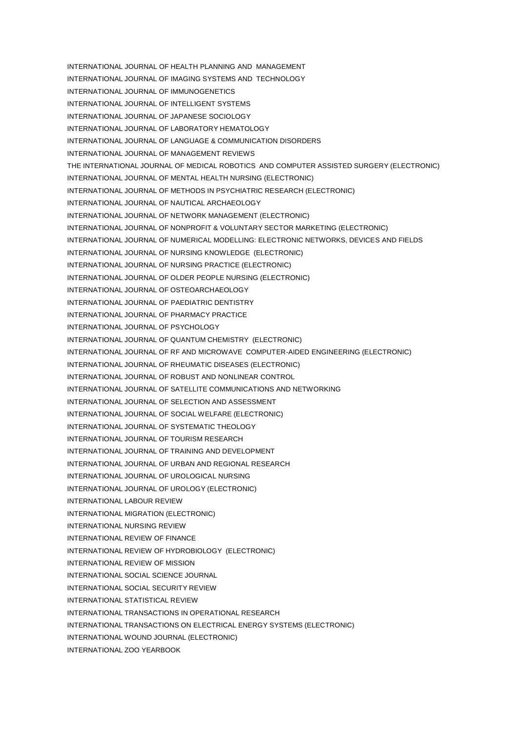INTERNATIONAL JOURNAL OF HEALTH PLANNING AND MANAGEMENT

INTERNATIONAL JOURNAL OF IMAGING SYSTEMS AND TECHNOLOGY

INTERNATIONAL JOURNAL OF IMMUNOGENETICS

INTERNATIONAL JOURNAL OF INTELLIGENT SYSTEMS

INTERNATIONAL JOURNAL OF JAPANESE SOCIOLOGY

INTERNATIONAL JOURNAL OF LABORATORY HEMATOLOGY

INTERNATIONAL JOURNAL OF LANGUAGE & COMMUNICATION DISORDERS

INTERNATIONAL JOURNAL OF MANAGEMENT REVIEWS

THE INTERNATIONAL JOURNAL OF MEDICAL ROBOTICS AND COMPUTER ASSISTED SURGERY (ELECTRONIC)

INTERNATIONAL JOURNAL OF MENTAL HEALTH NURSING (ELECTRONIC)

INTERNATIONAL JOURNAL OF METHODS IN PSYCHIATRIC RESEARCH (ELECTRONIC)

INTERNATIONAL JOURNAL OF NAUTICAL ARCHAEOLOGY

INTERNATIONAL JOURNAL OF NETWORK MANAGEMENT (ELECTRONIC)

INTERNATIONAL JOURNAL OF NONPROFIT & VOLUNTARY SECTOR MARKETING (ELECTRONIC)

INTERNATIONAL JOURNAL OF NUMERICAL MODELLING: ELECTRONIC NETWORKS, DEVICES AND FIELDS

INTERNATIONAL JOURNAL OF NURSING KNOWLEDGE (ELECTRONIC)

INTERNATIONAL JOURNAL OF NURSING PRACTICE (ELECTRONIC)

INTERNATIONAL JOURNAL OF OLDER PEOPLE NURSING (ELECTRONIC)

INTERNATIONAL JOURNAL OF OSTEOARCHAEOLOGY

INTERNATIONAL JOURNAL OF PAEDIATRIC DENTISTRY

INTERNATIONAL JOURNAL OF PHARMACY PRACTICE

INTERNATIONAL JOURNAL OF PSYCHOLOGY

INTERNATIONAL JOURNAL OF QUANTUM CHEMISTRY (ELECTRONIC)

INTERNATIONAL JOURNAL OF RF AND MICROWAVE COMPUTER-AIDED ENGINEERING (ELECTRONIC)

INTERNATIONAL JOURNAL OF RHEUMATIC DISEASES (ELECTRONIC)

INTERNATIONAL JOURNAL OF ROBUST AND NONLINEAR CONTROL

INTERNATIONAL JOURNAL OF SATELLITE COMMUNICATIONS AND NETWORKING

INTERNATIONAL JOURNAL OF SELECTION AND ASSESSMENT

INTERNATIONAL JOURNAL OF SOCIAL WELFARE (ELECTRONIC)

INTERNATIONAL JOURNAL OF SYSTEMATIC THEOLOGY

INTERNATIONAL JOURNAL OF TOURISM RESEARCH

INTERNATIONAL JOURNAL OF TRAINING AND DEVELOPMENT

INTERNATIONAL JOURNAL OF URBAN AND REGIONAL RESEARCH

INTERNATIONAL JOURNAL OF UROLOGICAL NURSING

INTERNATIONAL JOURNAL OF UROLOGY (ELECTRONIC)

INTERNATIONAL LABOUR REVIEW

INTERNATIONAL MIGRATION (ELECTRONIC)

INTERNATIONAL NURSING REVIEW

INTERNATIONAL REVIEW OF FINANCE

INTERNATIONAL REVIEW OF HYDROBIOLOGY (ELECTRONIC)

INTERNATIONAL REVIEW OF MISSION

INTERNATIONAL SOCIAL SCIENCE JOURNAL

INTERNATIONAL SOCIAL SECURITY REVIEW

INTERNATIONAL STATISTICAL REVIEW

INTERNATIONAL TRANSACTIONS IN OPERATIONAL RESEARCH

INTERNATIONAL TRANSACTIONS ON ELECTRICAL ENERGY SYSTEMS (ELECTRONIC)

INTERNATIONAL WOUND JOURNAL (ELECTRONIC)

INTERNATIONAL ZOO YEARBOOK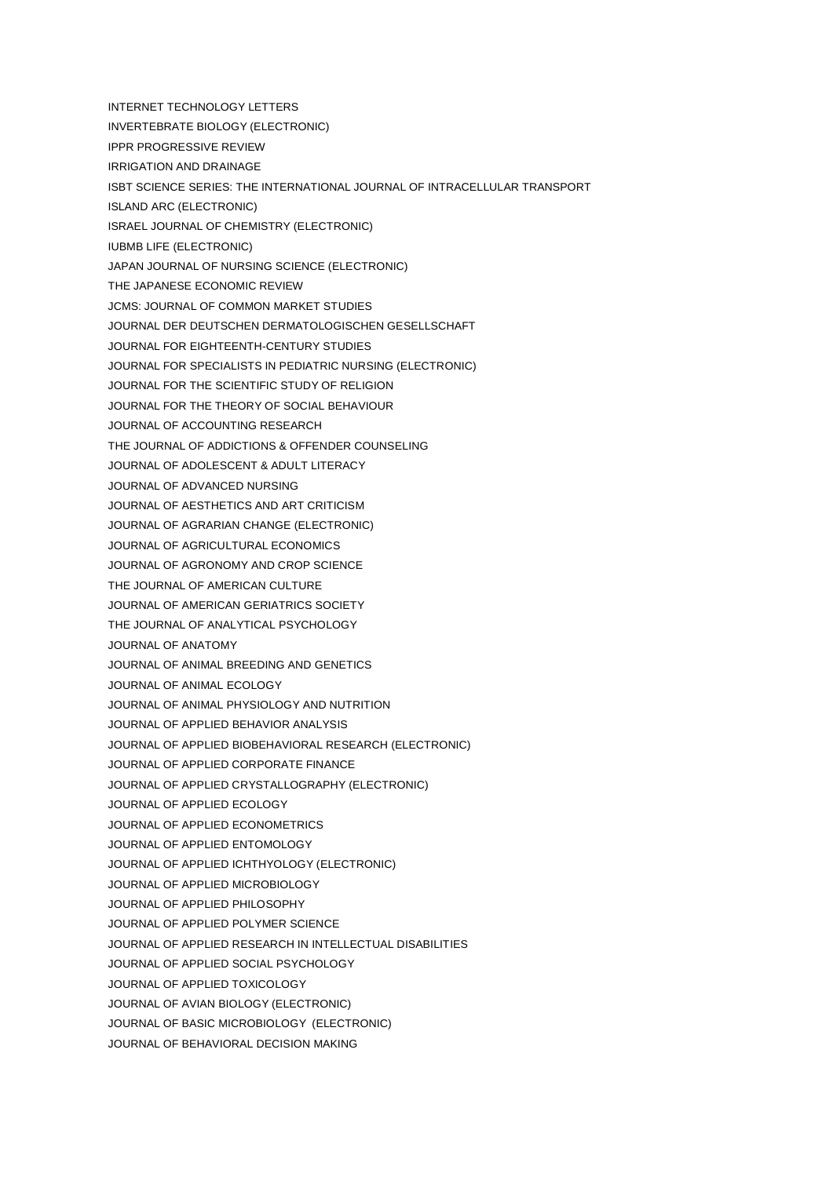INTERNET TECHNOLOGY LETTERS

INVERTEBRATE BIOLOGY (ELECTRONIC)

IPPR PROGRESSIVE REVIEW

IRRIGATION AND DRAINAGE

ISBT SCIENCE SERIES: THE INTERNATIONAL JOURNAL OF INTRACELLULAR TRANSPORT

ISLAND ARC (ELECTRONIC)

ISRAEL JOURNAL OF CHEMISTRY (ELECTRONIC)

IUBMB LIFE (ELECTRONIC)

JAPAN JOURNAL OF NURSING SCIENCE (ELECTRONIC)

THE JAPANESE ECONOMIC REVIEW

JCMS: JOURNAL OF COMMON MARKET STUDIES

JOURNAL DER DEUTSCHEN DERMATOLOGISCHEN GESELLSCHAFT

JOURNAL FOR EIGHTEENTH-CENTURY STUDIES

JOURNAL FOR SPECIALISTS IN PEDIATRIC NURSING (ELECTRONIC)

JOURNAL FOR THE SCIENTIFIC STUDY OF RELIGION

JOURNAL FOR THE THEORY OF SOCIAL BEHAVIOUR

JOURNAL OF ACCOUNTING RESEARCH

THE JOURNAL OF ADDICTIONS & OFFENDER COUNSELING

JOURNAL OF ADOLESCENT & ADULT LITERACY

JOURNAL OF ADVANCED NURSING

JOURNAL OF AESTHETICS AND ART CRITICISM

JOURNAL OF AGRARIAN CHANGE (ELECTRONIC)

JOURNAL OF AGRICULTURAL ECONOMICS

JOURNAL OF AGRONOMY AND CROP SCIENCE

THE JOURNAL OF AMERICAN CULTURE

JOURNAL OF AMERICAN GERIATRICS SOCIETY

THE JOURNAL OF ANALYTICAL PSYCHOLOGY

JOURNAL OF ANATOMY

JOURNAL OF ANIMAL BREEDING AND GENETICS

JOURNAL OF ANIMAL ECOLOGY

JOURNAL OF ANIMAL PHYSIOLOGY AND NUTRITION

JOURNAL OF APPLIED BEHAVIOR ANALYSIS

JOURNAL OF APPLIED BIOBEHAVIORAL RESEARCH (ELECTRONIC)

JOURNAL OF APPLIED CORPORATE FINANCE

JOURNAL OF APPLIED CRYSTALLOGRAPHY (ELECTRONIC)

JOURNAL OF APPLIED ECOLOGY

JOURNAL OF APPLIED ECONOMETRICS

JOURNAL OF APPLIED ENTOMOLOGY

JOURNAL OF APPLIED ICHTHYOLOGY (ELECTRONIC)

JOURNAL OF APPLIED MICROBIOLOGY

JOURNAL OF APPLIED PHILOSOPHY

JOURNAL OF APPLIED POLYMER SCIENCE

JOURNAL OF APPLIED RESEARCH IN INTELLECTUAL DISABILITIES

JOURNAL OF APPLIED SOCIAL PSYCHOLOGY

JOURNAL OF APPLIED TOXICOLOGY

JOURNAL OF AVIAN BIOLOGY (ELECTRONIC)

JOURNAL OF BASIC MICROBIOLOGY (ELECTRONIC)

JOURNAL OF BEHAVIORAL DECISION MAKING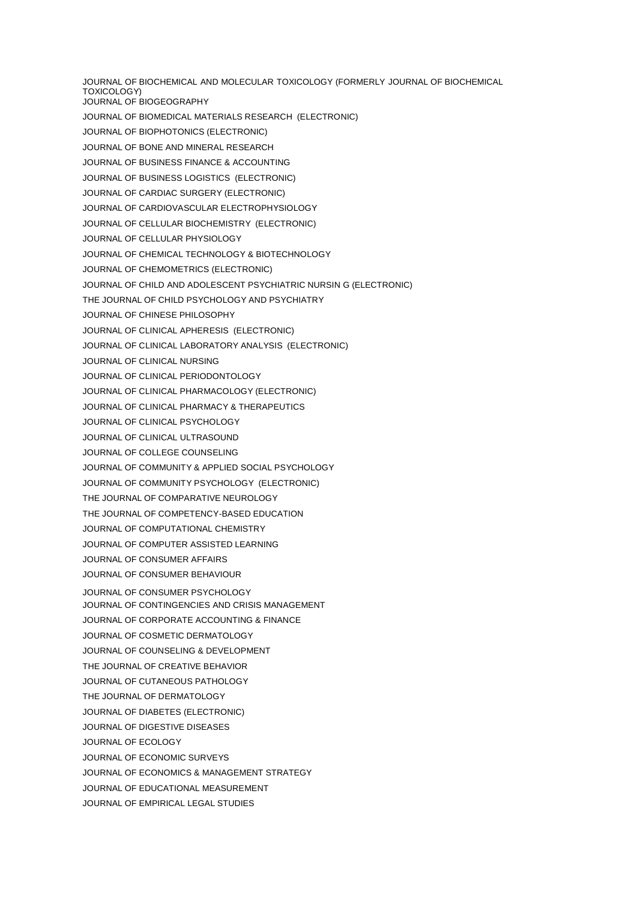JOURNAL OF BIOCHEMICAL AND MOLECULAR TOXICOLOGY (FORMERLY JOURNAL OF BIOCHEMICAL TOXICOLOGY)

JOURNAL OF BIOGEOGRAPHY

JOURNAL OF BIOMEDICAL MATERIALS RESEARCH (ELECTRONIC)

JOURNAL OF BIOPHOTONICS (ELECTRONIC)

JOURNAL OF BONE AND MINERAL RESEARCH

JOURNAL OF BUSINESS FINANCE & ACCOUNTING

JOURNAL OF BUSINESS LOGISTICS (ELECTRONIC)

JOURNAL OF CARDIAC SURGERY (ELECTRONIC)

JOURNAL OF CARDIOVASCULAR ELECTROPHYSIOLOGY

JOURNAL OF CELLULAR BIOCHEMISTRY (ELECTRONIC)

JOURNAL OF CELLULAR PHYSIOLOGY

JOURNAL OF CHEMICAL TECHNOLOGY & BIOTECHNOLOGY

JOURNAL OF CHEMOMETRICS (ELECTRONIC)

JOURNAL OF CHILD AND ADOLESCENT PSYCHIATRIC NURSIN G (ELECTRONIC)

THE JOURNAL OF CHILD PSYCHOLOGY AND PSYCHIATRY

JOURNAL OF CHINESE PHILOSOPHY

JOURNAL OF CLINICAL APHERESIS (ELECTRONIC)

JOURNAL OF CLINICAL LABORATORY ANALYSIS (ELECTRONIC)

JOURNAL OF CLINICAL NURSING

JOURNAL OF CLINICAL PERIODONTOLOGY

JOURNAL OF CLINICAL PHARMACOLOGY (ELECTRONIC)

JOURNAL OF CLINICAL PHARMACY & THERAPEUTICS

JOURNAL OF CLINICAL PSYCHOLOGY

JOURNAL OF CLINICAL ULTRASOUND

JOURNAL OF COLLEGE COUNSELING

JOURNAL OF COMMUNITY & APPLIED SOCIAL PSYCHOLOGY

JOURNAL OF COMMUNITY PSYCHOLOGY (ELECTRONIC)

THE JOURNAL OF COMPARATIVE NEUROLOGY

THE JOURNAL OF COMPETENCY-BASED EDUCATION

JOURNAL OF COMPUTATIONAL CHEMISTRY

JOURNAL OF COMPUTER ASSISTED LEARNING

JOURNAL OF CONSUMER AFFAIRS

JOURNAL OF CONSUMER BEHAVIOUR

JOURNAL OF CONSUMER PSYCHOLOGY

JOURNAL OF CONTINGENCIES AND CRISIS MANAGEMENT

JOURNAL OF CORPORATE ACCOUNTING & FINANCE

JOURNAL OF COSMETIC DERMATOLOGY

JOURNAL OF COUNSELING & DEVELOPMENT

THE JOURNAL OF CREATIVE BEHAVIOR

JOURNAL OF CUTANEOUS PATHOLOGY

THE JOURNAL OF DERMATOLOGY

JOURNAL OF DIABETES (ELECTRONIC)

JOURNAL OF DIGESTIVE DISEASES

JOURNAL OF ECOLOGY

JOURNAL OF ECONOMIC SURVEYS

JOURNAL OF ECONOMICS & MANAGEMENT STRATEGY

JOURNAL OF EDUCATIONAL MEASUREMENT

JOURNAL OF EMPIRICAL LEGAL STUDIES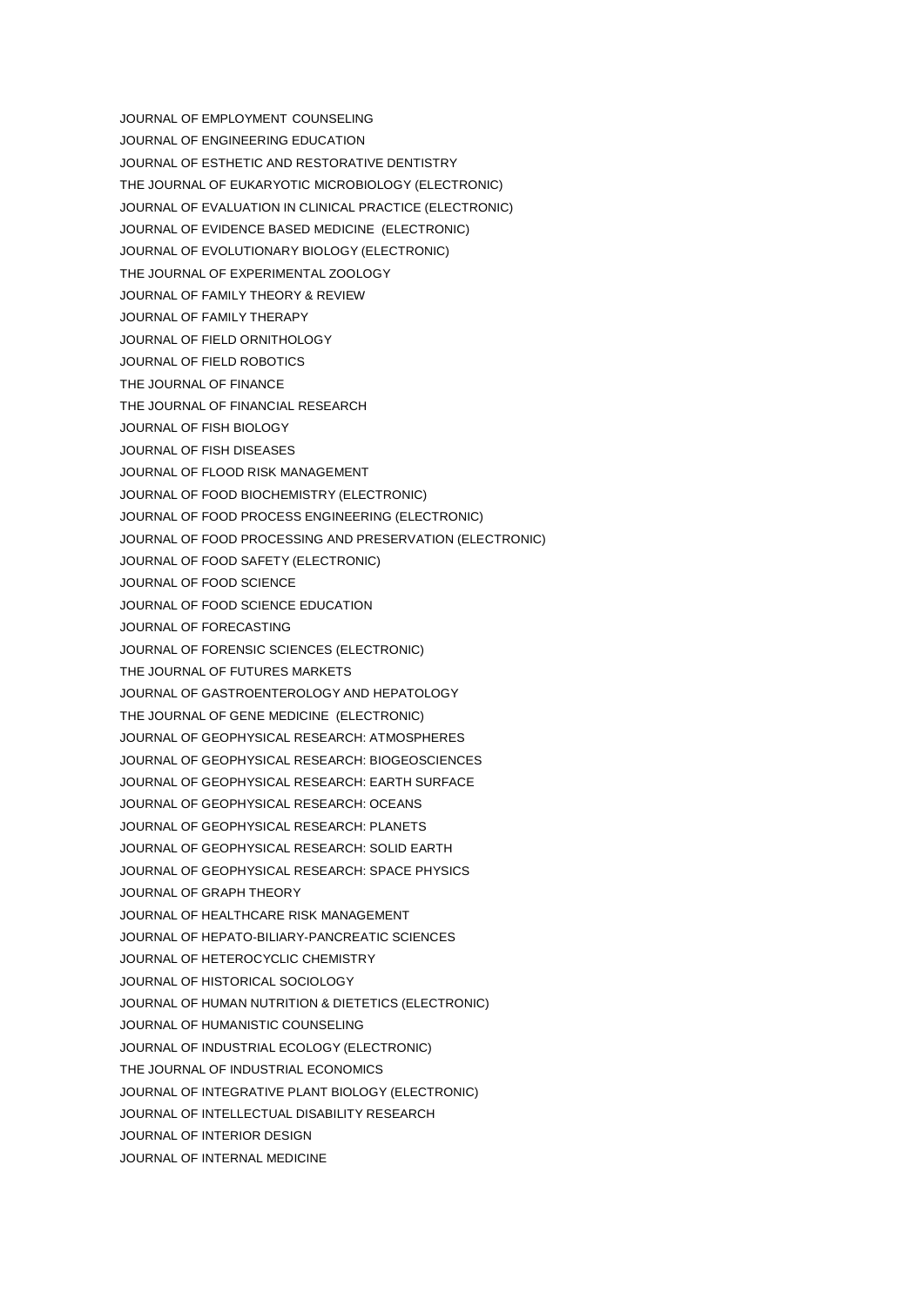JOURNAL OF EMPLOYMENT COUNSELING

JOURNAL OF ENGINEERING EDUCATION

JOURNAL OF ESTHETIC AND RESTORATIVE DENTISTRY

THE JOURNAL OF EUKARYOTIC MICROBIOLOGY (ELECTRONIC)

JOURNAL OF EVALUATION IN CLINICAL PRACTICE (ELECTRONIC)

JOURNAL OF EVIDENCE BASED MEDICINE (ELECTRONIC)

JOURNAL OF EVOLUTIONARY BIOLOGY (ELECTRONIC)

THE JOURNAL OF EXPERIMENTAL ZOOLOGY

JOURNAL OF FAMILY THEORY & REVIEW

JOURNAL OF FAMILY THERAPY

JOURNAL OF FIELD ORNITHOLOGY

JOURNAL OF FIELD ROBOTICS

THE JOURNAL OF FINANCE

THE JOURNAL OF FINANCIAL RESEARCH

JOURNAL OF FISH BIOLOGY

JOURNAL OF FISH DISEASES

JOURNAL OF FLOOD RISK MANAGEMENT

JOURNAL OF FOOD BIOCHEMISTRY (ELECTRONIC)

JOURNAL OF FOOD PROCESS ENGINEERING (ELECTRONIC)

JOURNAL OF FOOD PROCESSING AND PRESERVATION (ELECTRONIC)

JOURNAL OF FOOD SAFETY (ELECTRONIC)

JOURNAL OF FOOD SCIENCE

JOURNAL OF FOOD SCIENCE EDUCATION

JOURNAL OF FORECASTING

JOURNAL OF FORENSIC SCIENCES (ELECTRONIC)

THE JOURNAL OF FUTURES MARKETS

JOURNAL OF GASTROENTEROLOGY AND HEPATOLOGY

THE JOURNAL OF GENE MEDICINE (ELECTRONIC)

JOURNAL OF GEOPHYSICAL RESEARCH: ATMOSPHERES

JOURNAL OF GEOPHYSICAL RESEARCH: BIOGEOSCIENCES

JOURNAL OF GEOPHYSICAL RESEARCH: EARTH SURFACE

JOURNAL OF GEOPHYSICAL RESEARCH: OCEANS

JOURNAL OF GEOPHYSICAL RESEARCH: PLANETS

JOURNAL OF GEOPHYSICAL RESEARCH: SOLID EARTH

JOURNAL OF GEOPHYSICAL RESEARCH: SPACE PHYSICS

JOURNAL OF GRAPH THEORY

JOURNAL OF HEALTHCARE RISK MANAGEMENT

JOURNAL OF HEPATO-BILIARY-PANCREATIC SCIENCES

JOURNAL OF HETEROCYCLIC CHEMISTRY

JOURNAL OF HISTORICAL SOCIOLOGY

JOURNAL OF HUMAN NUTRITION & DIETETICS (ELECTRONIC)

JOURNAL OF HUMANISTIC COUNSELING

JOURNAL OF INDUSTRIAL ECOLOGY (ELECTRONIC)

THE JOURNAL OF INDUSTRIAL ECONOMICS

JOURNAL OF INTEGRATIVE PLANT BIOLOGY (ELECTRONIC)

JOURNAL OF INTELLECTUAL DISABILITY RESEARCH

JOURNAL OF INTERIOR DESIGN

JOURNAL OF INTERNAL MEDICINE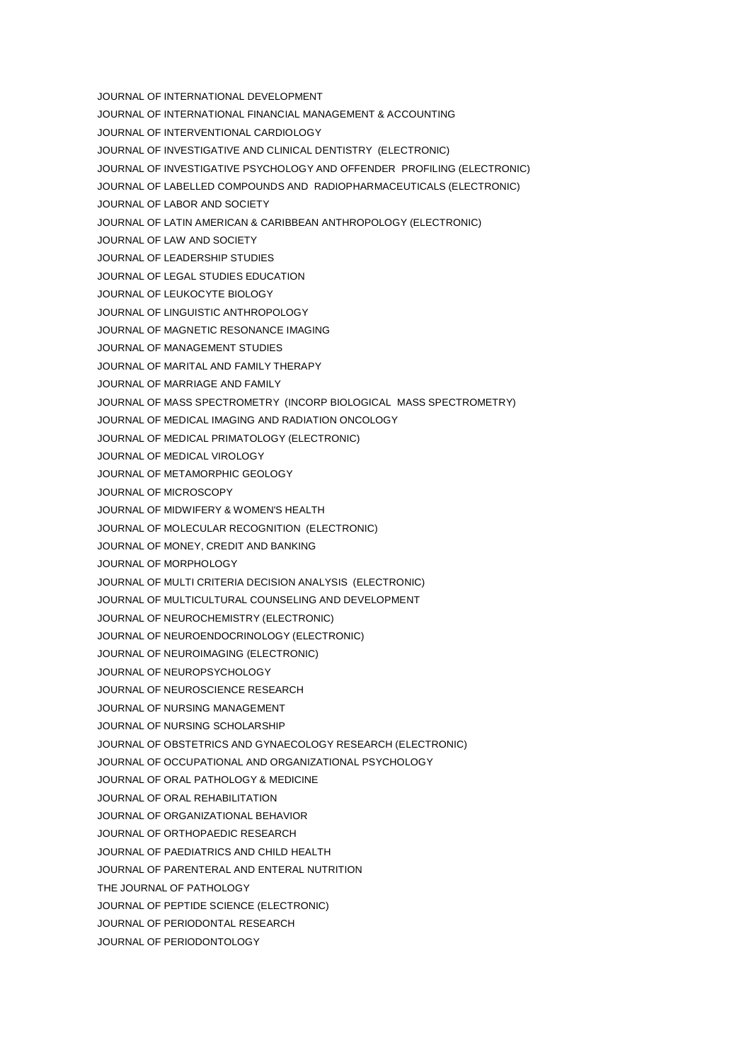JOURNAL OF INTERNATIONAL DEVELOPMENT

JOURNAL OF INTERNATIONAL FINANCIAL MANAGEMENT & ACCOUNTING

JOURNAL OF INTERVENTIONAL CARDIOLOGY

JOURNAL OF INVESTIGATIVE AND CLINICAL DENTISTRY (ELECTRONIC)

JOURNAL OF INVESTIGATIVE PSYCHOLOGY AND OFFENDER PROFILING (ELECTRONIC)

JOURNAL OF LABELLED COMPOUNDS AND RADIOPHARMACEUTICALS (ELECTRONIC)

JOURNAL OF LABOR AND SOCIETY

JOURNAL OF LATIN AMERICAN & CARIBBEAN ANTHROPOLOGY (ELECTRONIC)

JOURNAL OF LAW AND SOCIETY

JOURNAL OF LEADERSHIP STUDIES

JOURNAL OF LEGAL STUDIES EDUCATION

JOURNAL OF LEUKOCYTE BIOLOGY

JOURNAL OF LINGUISTIC ANTHROPOLOGY

JOURNAL OF MAGNETIC RESONANCE IMAGING

JOURNAL OF MANAGEMENT STUDIES

JOURNAL OF MARITAL AND FAMILY THERAPY

JOURNAL OF MARRIAGE AND FAMILY

JOURNAL OF MASS SPECTROMETRY (INCORP BIOLOGICAL MASS SPECTROMETRY)

JOURNAL OF MEDICAL IMAGING AND RADIATION ONCOLOGY

JOURNAL OF MEDICAL PRIMATOLOGY (ELECTRONIC)

JOURNAL OF MEDICAL VIROLOGY

JOURNAL OF METAMORPHIC GEOLOGY

JOURNAL OF MICROSCOPY

JOURNAL OF MIDWIFERY & WOMEN'S HEALTH

JOURNAL OF MOLECULAR RECOGNITION (ELECTRONIC)

JOURNAL OF MONEY, CREDIT AND BANKING

JOURNAL OF MORPHOLOGY

JOURNAL OF MULTI CRITERIA DECISION ANALYSIS (ELECTRONIC)

JOURNAL OF MULTICULTURAL COUNSELING AND DEVELOPMENT

JOURNAL OF NEUROCHEMISTRY (ELECTRONIC)

JOURNAL OF NEUROENDOCRINOLOGY (ELECTRONIC)

JOURNAL OF NEUROIMAGING (ELECTRONIC)

JOURNAL OF NEUROPSYCHOLOGY

JOURNAL OF NEUROSCIENCE RESEARCH

JOURNAL OF NURSING MANAGEMENT

JOURNAL OF NURSING SCHOLARSHIP

JOURNAL OF OBSTETRICS AND GYNAECOLOGY RESEARCH (ELECTRONIC)

JOURNAL OF OCCUPATIONAL AND ORGANIZATIONAL PSYCHOLOGY

JOURNAL OF ORAL PATHOLOGY & MEDICINE

JOURNAL OF ORAL REHABILITATION

JOURNAL OF ORGANIZATIONAL BEHAVIOR

JOURNAL OF ORTHOPAEDIC RESEARCH

JOURNAL OF PAEDIATRICS AND CHILD HEALTH

JOURNAL OF PARENTERAL AND ENTERAL NUTRITION

THE JOURNAL OF PATHOLOGY

JOURNAL OF PEPTIDE SCIENCE (ELECTRONIC)

JOURNAL OF PERIODONTAL RESEARCH

JOURNAL OF PERIODONTOLOGY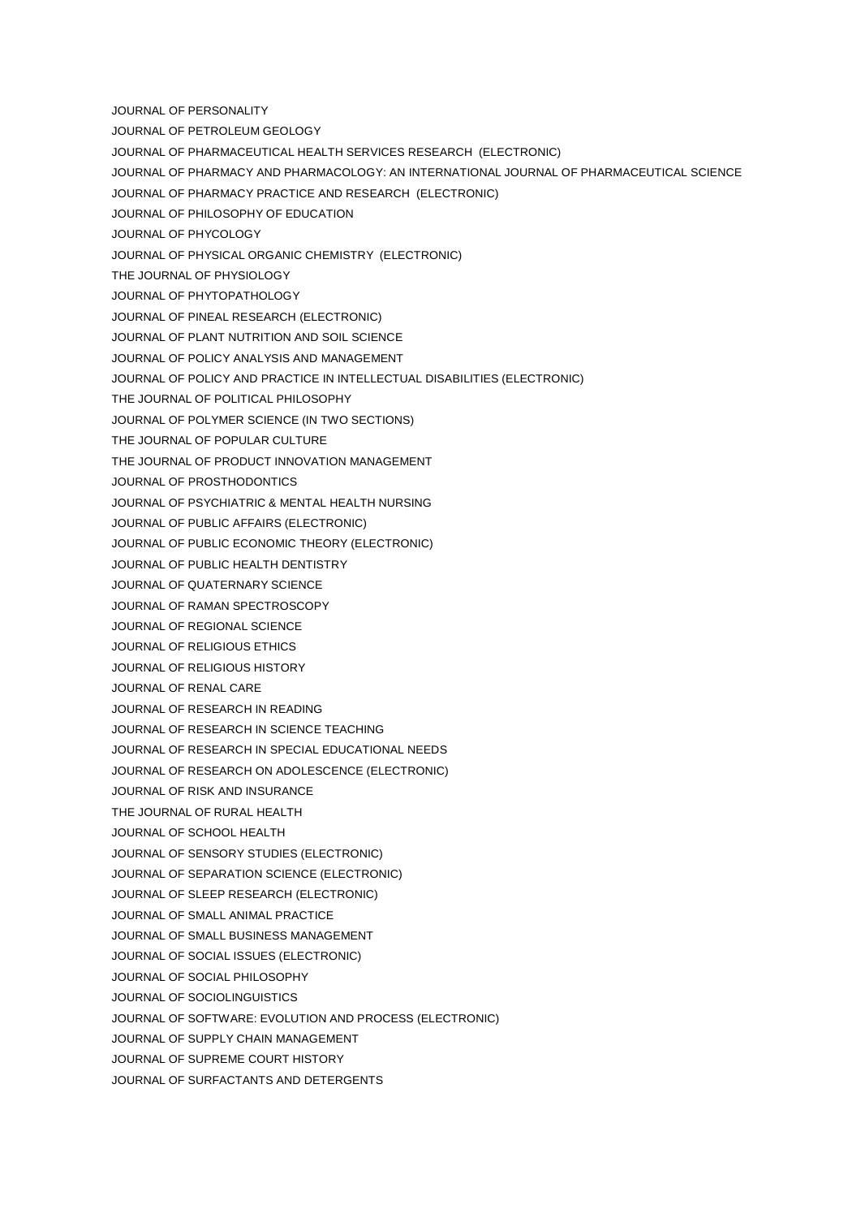JOURNAL OF PERSONALITY

JOURNAL OF PETROLEUM GEOLOGY

JOURNAL OF PHARMACEUTICAL HEALTH SERVICES RESEARCH (ELECTRONIC)

JOURNAL OF PHARMACY AND PHARMACOLOGY: AN INTERNATIONAL JOURNAL OF PHARMACEUTICAL SCIENCE

JOURNAL OF PHARMACY PRACTICE AND RESEARCH (ELECTRONIC)

JOURNAL OF PHILOSOPHY OF EDUCATION

JOURNAL OF PHYCOLOGY

JOURNAL OF PHYSICAL ORGANIC CHEMISTRY (ELECTRONIC)

THE JOURNAL OF PHYSIOLOGY

JOURNAL OF PHYTOPATHOLOGY

JOURNAL OF PINEAL RESEARCH (ELECTRONIC)

JOURNAL OF PLANT NUTRITION AND SOIL SCIENCE

JOURNAL OF POLICY ANALYSIS AND MANAGEMENT

JOURNAL OF POLICY AND PRACTICE IN INTELLECTUAL DISABILITIES (ELECTRONIC)

THE JOURNAL OF POLITICAL PHILOSOPHY

JOURNAL OF POLYMER SCIENCE (IN TWO SECTIONS)

THE JOURNAL OF POPULAR CULTURE

THE JOURNAL OF PRODUCT INNOVATION MANAGEMENT

JOURNAL OF PROSTHODONTICS

JOURNAL OF PSYCHIATRIC & MENTAL HEALTH NURSING

JOURNAL OF PUBLIC AFFAIRS (ELECTRONIC)

JOURNAL OF PUBLIC ECONOMIC THEORY (ELECTRONIC)

JOURNAL OF PUBLIC HEALTH DENTISTRY

JOURNAL OF QUATERNARY SCIENCE

JOURNAL OF RAMAN SPECTROSCOPY

JOURNAL OF REGIONAL SCIENCE

JOURNAL OF RELIGIOUS ETHICS

JOURNAL OF RELIGIOUS HISTORY

JOURNAL OF RENAL CARE

JOURNAL OF RESEARCH IN READING

JOURNAL OF RESEARCH IN SCIENCE TEACHING

JOURNAL OF RESEARCH IN SPECIAL EDUCATIONAL NEEDS

JOURNAL OF RESEARCH ON ADOLESCENCE (ELECTRONIC)

JOURNAL OF RISK AND INSURANCE

THE JOURNAL OF RURAL HEALTH

JOURNAL OF SCHOOL HEALTH

JOURNAL OF SENSORY STUDIES (ELECTRONIC)

JOURNAL OF SEPARATION SCIENCE (ELECTRONIC)

JOURNAL OF SLEEP RESEARCH (ELECTRONIC)

JOURNAL OF SMALL ANIMAL PRACTICE

JOURNAL OF SMALL BUSINESS MANAGEMENT

JOURNAL OF SOCIAL ISSUES (ELECTRONIC)

JOURNAL OF SOCIAL PHILOSOPHY

JOURNAL OF SOCIOLINGUISTICS

JOURNAL OF SOFTWARE: EVOLUTION AND PROCESS (ELECTRONIC)

JOURNAL OF SUPPLY CHAIN MANAGEMENT

JOURNAL OF SUPREME COURT HISTORY

JOURNAL OF SURFACTANTS AND DETERGENTS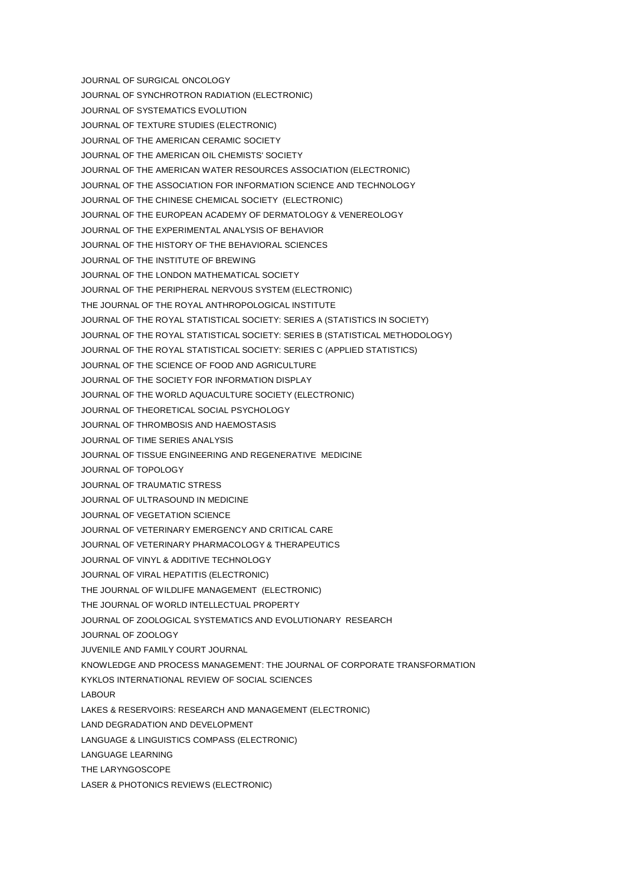JOURNAL OF SURGICAL ONCOLOGY

JOURNAL OF SYNCHROTRON RADIATION (ELECTRONIC)

JOURNAL OF SYSTEMATICS EVOLUTION

JOURNAL OF TEXTURE STUDIES (ELECTRONIC)

JOURNAL OF THE AMERICAN CERAMIC SOCIETY

JOURNAL OF THE AMERICAN OIL CHEMISTS' SOCIETY

JOURNAL OF THE AMERICAN WATER RESOURCES ASSOCIATION (ELECTRONIC)

JOURNAL OF THE ASSOCIATION FOR INFORMATION SCIENCE AND TECHNOLOGY

JOURNAL OF THE CHINESE CHEMICAL SOCIETY (ELECTRONIC)

JOURNAL OF THE EUROPEAN ACADEMY OF DERMATOLOGY & VENEREOLOGY

JOURNAL OF THE EXPERIMENTAL ANALYSIS OF BEHAVIOR

JOURNAL OF THE HISTORY OF THE BEHAVIORAL SCIENCES

JOURNAL OF THE INSTITUTE OF BREWING

JOURNAL OF THE LONDON MATHEMATICAL SOCIETY

JOURNAL OF THE PERIPHERAL NERVOUS SYSTEM (ELECTRONIC)

THE JOURNAL OF THE ROYAL ANTHROPOLOGICAL INSTITUTE

JOURNAL OF THE ROYAL STATISTICAL SOCIETY: SERIES A (STATISTICS IN SOCIETY)

JOURNAL OF THE ROYAL STATISTICAL SOCIETY: SERIES B (STATISTICAL METHODOLOGY)

JOURNAL OF THE ROYAL STATISTICAL SOCIETY: SERIES C (APPLIED STATISTICS)

JOURNAL OF THE SCIENCE OF FOOD AND AGRICULTURE

JOURNAL OF THE SOCIETY FOR INFORMATION DISPLAY

JOURNAL OF THE WORLD AQUACULTURE SOCIETY (ELECTRONIC)

JOURNAL OF THEORETICAL SOCIAL PSYCHOLOGY

JOURNAL OF THROMBOSIS AND HAEMOSTASIS

JOURNAL OF TIME SERIES ANALYSIS

JOURNAL OF TISSUE ENGINEERING AND REGENERATIVE MEDICINE

JOURNAL OF TOPOLOGY

JOURNAL OF TRAUMATIC STRESS

JOURNAL OF ULTRASOUND IN MEDICINE

JOURNAL OF VEGETATION SCIENCE

JOURNAL OF VETERINARY EMERGENCY AND CRITICAL CARE

JOURNAL OF VETERINARY PHARMACOLOGY & THERAPEUTICS

JOURNAL OF VINYL & ADDITIVE TECHNOLOGY

JOURNAL OF VIRAL HEPATITIS (ELECTRONIC)

THE JOURNAL OF WILDLIFE MANAGEMENT (ELECTRONIC)

THE JOURNAL OF WORLD INTELLECTUAL PROPERTY

JOURNAL OF ZOOLOGICAL SYSTEMATICS AND EVOLUTIONARY RESEARCH

JOURNAL OF ZOOLOGY

JUVENILE AND FAMILY COURT JOURNAL

KNOWLEDGE AND PROCESS MANAGEMENT: THE JOURNAL OF CORPORATE TRANSFORMATION

KYKLOS INTERNATIONAL REVIEW OF SOCIAL SCIENCES

LABOUR

LAKES & RESERVOIRS: RESEARCH AND MANAGEMENT (ELECTRONIC)

LAND DEGRADATION AND DEVELOPMENT

LANGUAGE & LINGUISTICS COMPASS (ELECTRONIC)

LANGUAGE LEARNING

THE LARYNGOSCOPE

LASER & PHOTONICS REVIEWS (ELECTRONIC)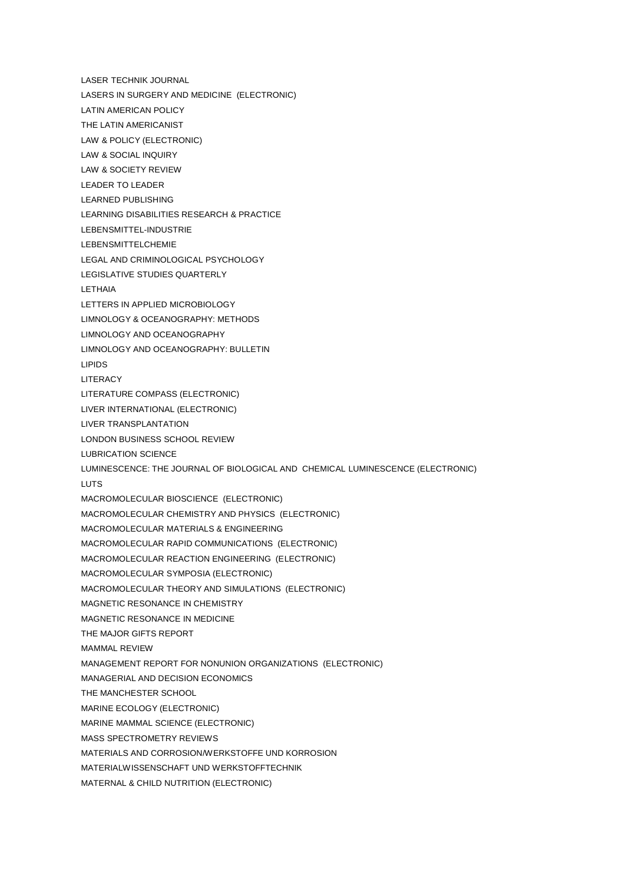LASER TECHNIK JOURNAL

LASERS IN SURGERY AND MEDICINE (ELECTRONIC)

LATIN AMERICAN POLICY

THE LATIN AMERICANIST

LAW & POLICY (ELECTRONIC)

LAW & SOCIAL INQUIRY

LAW & SOCIETY REVIEW

LEADER TO LEADER

LEARNED PUBLISHING

LEARNING DISABILITIES RESEARCH & PRACTICE

LEBENSMITTEL-INDUSTRIE

LEBENSMITTELCHEMIE

LEGAL AND CRIMINOLOGICAL PSYCHOLOGY

LEGISLATIVE STUDIES QUARTERLY

LETHAIA

LETTERS IN APPLIED MICROBIOLOGY

LIMNOLOGY & OCEANOGRAPHY: METHODS

LIMNOLOGY AND OCEANOGRAPHY

LIMNOLOGY AND OCEANOGRAPHY: BULLETIN

LIPIDS

LITERACY

LITERATURE COMPASS (ELECTRONIC)

LIVER INTERNATIONAL (ELECTRONIC)

LIVER TRANSPLANTATION

LONDON BUSINESS SCHOOL REVIEW

LUBRICATION SCIENCE

LUMINESCENCE: THE JOURNAL OF BIOLOGICAL AND CHEMICAL LUMINESCENCE (ELECTRONIC)

LUTS

MACROMOLECULAR BIOSCIENCE (ELECTRONIC)

MACROMOLECULAR CHEMISTRY AND PHYSICS (ELECTRONIC)

MACROMOLECULAR MATERIALS & ENGINEERING

MACROMOLECULAR RAPID COMMUNICATIONS (ELECTRONIC)

MACROMOLECULAR REACTION ENGINEERING (ELECTRONIC)

MACROMOLECULAR SYMPOSIA (ELECTRONIC)

MACROMOLECULAR THEORY AND SIMULATIONS (ELECTRONIC)

MAGNETIC RESONANCE IN CHEMISTRY

MAGNETIC RESONANCE IN MEDICINE

THE MAJOR GIFTS REPORT

MAMMAL REVIEW

MANAGEMENT REPORT FOR NONUNION ORGANIZATIONS (ELECTRONIC)

MANAGERIAL AND DECISION ECONOMICS

THE MANCHESTER SCHOOL

MARINE ECOLOGY (ELECTRONIC)

MARINE MAMMAL SCIENCE (ELECTRONIC)

MASS SPECTROMETRY REVIEWS

MATERIALS AND CORROSION/WERKSTOFFE UND KORROSION

MATERIALWISSENSCHAFT UND WERKSTOFFTECHNIK

MATERNAL & CHILD NUTRITION (ELECTRONIC)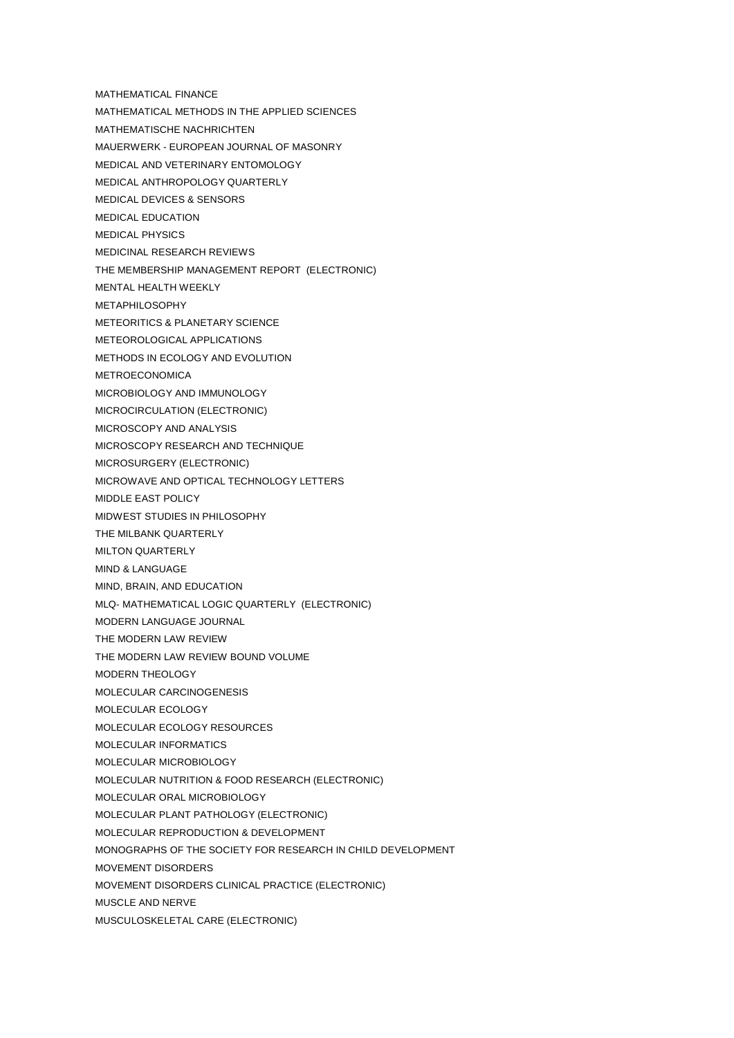MATHEMATICAL FINANCE

MATHEMATICAL METHODS IN THE APPLIED SCIENCES

MATHEMATISCHE NACHRICHTEN

MAUERWERK - EUROPEAN JOURNAL OF MASONRY

MEDICAL AND VETERINARY ENTOMOLOGY

MEDICAL ANTHROPOLOGY QUARTERLY

MEDICAL DEVICES & SENSORS

MEDICAL EDUCATION

MEDICAL PHYSICS

MEDICINAL RESEARCH REVIEWS

THE MEMBERSHIP MANAGEMENT REPORT (ELECTRONIC)

MENTAL HEALTH WEEKLY

METAPHILOSOPHY

METEORITICS & PLANETARY SCIENCE

METEOROLOGICAL APPLICATIONS

METHODS IN ECOLOGY AND EVOLUTION

METROECONOMICA

MICROBIOLOGY AND IMMUNOLOGY

MICROCIRCULATION (ELECTRONIC)

MICROSCOPY AND ANALYSIS

MICROSCOPY RESEARCH AND TECHNIQUE

MICROSURGERY (ELECTRONIC)

MICROWAVE AND OPTICAL TECHNOLOGY LETTERS

MIDDLE EAST POLICY

MIDWEST STUDIES IN PHILOSOPHY

THE MILBANK QUARTERLY

MILTON QUARTERLY

MIND & LANGUAGE

MIND, BRAIN, AND EDUCATION

MLQ- MATHEMATICAL LOGIC QUARTERLY (ELECTRONIC)

MODERN LANGUAGE JOURNAL

THE MODERN LAW REVIEW

THE MODERN LAW REVIEW BOUND VOLUME

MODERN THEOLOGY

MOLECULAR CARCINOGENESIS

MOLECULAR ECOLOGY

MOLECULAR ECOLOGY RESOURCES

MOLECULAR INFORMATICS

MOLECULAR MICROBIOLOGY

MOLECULAR NUTRITION & FOOD RESEARCH (ELECTRONIC)

MOLECULAR ORAL MICROBIOLOGY

MOLECULAR PLANT PATHOLOGY (ELECTRONIC)

MOLECULAR REPRODUCTION & DEVELOPMENT

MONOGRAPHS OF THE SOCIETY FOR RESEARCH IN CHILD DEVELOPMENT

MOVEMENT DISORDERS

MOVEMENT DISORDERS CLINICAL PRACTICE (ELECTRONIC)

MUSCLE AND NERVE

MUSCULOSKELETAL CARE (ELECTRONIC)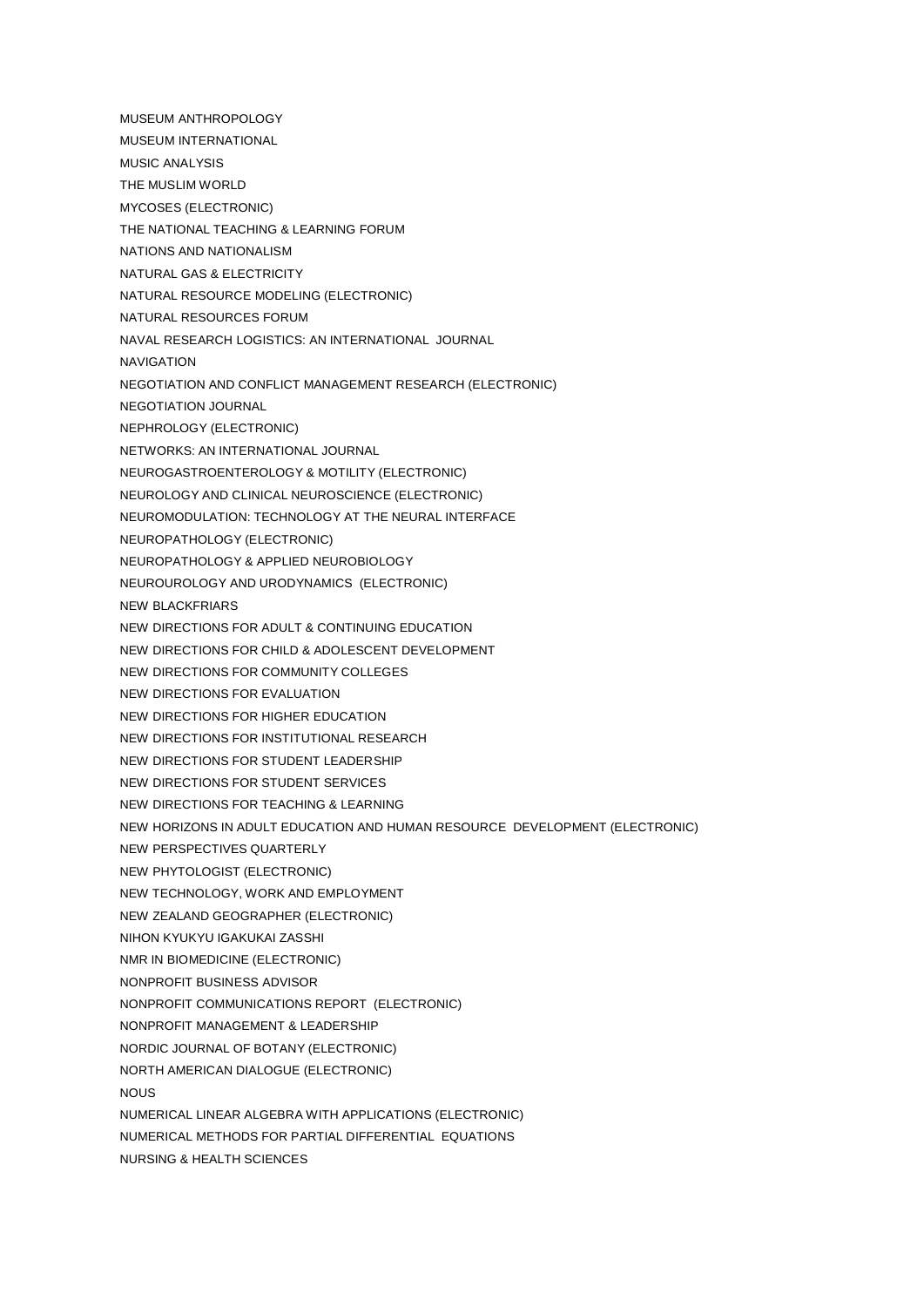MUSEUM ANTHROPOLOGY

MUSEUM INTERNATIONAL

MUSIC ANALYSIS

THE MUSLIM WORLD

MYCOSES (ELECTRONIC)

THE NATIONAL TEACHING & LEARNING FORUM

NATIONS AND NATIONALISM

NATURAL GAS & ELECTRICITY

NATURAL RESOURCE MODELING (ELECTRONIC)

NATURAL RESOURCES FORUM

NAVAL RESEARCH LOGISTICS: AN INTERNATIONAL JOURNAL

NAVIGATION

NEGOTIATION AND CONFLICT MANAGEMENT RESEARCH (ELECTRONIC)

NEGOTIATION JOURNAL

NEPHROLOGY (ELECTRONIC)

NETWORKS: AN INTERNATIONAL JOURNAL

NEUROGASTROENTEROLOGY & MOTILITY (ELECTRONIC)

NEUROLOGY AND CLINICAL NEUROSCIENCE (ELECTRONIC)

NEUROMODULATION: TECHNOLOGY AT THE NEURAL INTERFACE

NEUROPATHOLOGY (ELECTRONIC)

NEUROPATHOLOGY & APPLIED NEUROBIOLOGY

NEUROUROLOGY AND URODYNAMICS (ELECTRONIC)

NEW BLACKFRIARS

NEW DIRECTIONS FOR ADULT & CONTINUING EDUCATION

NEW DIRECTIONS FOR CHILD & ADOLESCENT DEVELOPMENT

NEW DIRECTIONS FOR COMMUNITY COLLEGES

NEW DIRECTIONS FOR EVALUATION

NEW DIRECTIONS FOR HIGHER EDUCATION

NEW DIRECTIONS FOR INSTITUTIONAL RESEARCH

NEW DIRECTIONS FOR STUDENT LEADERSHIP

NEW DIRECTIONS FOR STUDENT SERVICES

NEW DIRECTIONS FOR TEACHING & LEARNING

NEW HORIZONS IN ADULT EDUCATION AND HUMAN RESOURCE DEVELOPMENT (ELECTRONIC)

NEW PERSPECTIVES QUARTERLY

NEW PHYTOLOGIST (ELECTRONIC)

NEW TECHNOLOGY, WORK AND EMPLOYMENT

NEW ZEALAND GEOGRAPHER (ELECTRONIC)

NIHON KYUKYU IGAKUKAI ZASSHI

NMR IN BIOMEDICINE (ELECTRONIC)

NONPROFIT BUSINESS ADVISOR

NONPROFIT COMMUNICATIONS REPORT (ELECTRONIC)

NONPROFIT MANAGEMENT & LEADERSHIP

NORDIC JOURNAL OF BOTANY (ELECTRONIC)

NORTH AMERICAN DIALOGUE (ELECTRONIC)

NOUS

NUMERICAL LINEAR ALGEBRA WITH APPLICATIONS (ELECTRONIC)

NUMERICAL METHODS FOR PARTIAL DIFFERENTIAL EQUATIONS

NURSING & HEALTH SCIENCES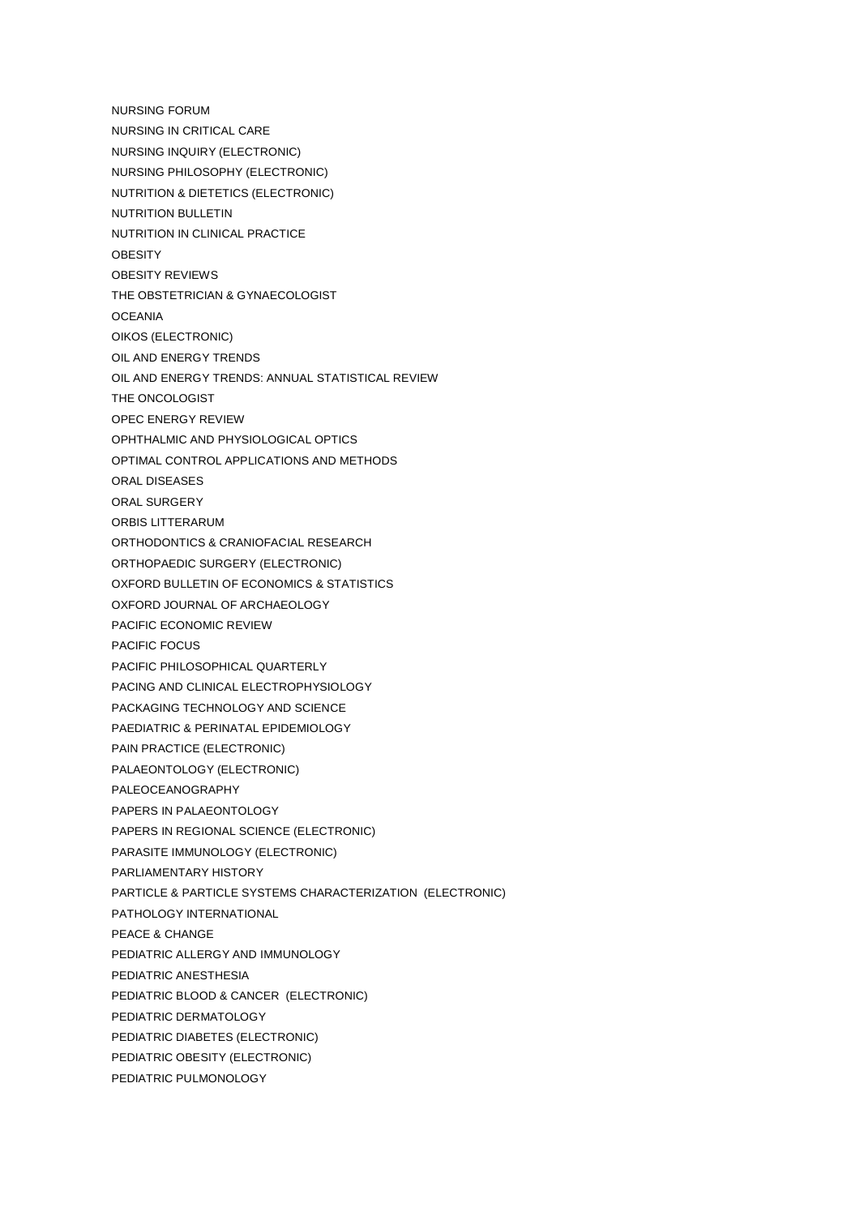NURSING FORUM

NURSING IN CRITICAL CARE

NURSING INQUIRY (ELECTRONIC)

NURSING PHILOSOPHY (ELECTRONIC)

NUTRITION & DIETETICS (ELECTRONIC)

NUTRITION BULLETIN

NUTRITION IN CLINICAL PRACTICE

OBESITY

OBESITY REVIEWS

THE OBSTETRICIAN & GYNAECOLOGIST

OCEANIA

OIKOS (ELECTRONIC)

OIL AND ENERGY TRENDS

OIL AND ENERGY TRENDS: ANNUAL STATISTICAL REVIEW

THE ONCOLOGIST

OPEC ENERGY REVIEW

OPHTHALMIC AND PHYSIOLOGICAL OPTICS

OPTIMAL CONTROL APPLICATIONS AND METHODS

ORAL DISEASES

ORAL SURGERY

ORBIS LITTERARUM

ORTHODONTICS & CRANIOFACIAL RESEARCH

ORTHOPAEDIC SURGERY (ELECTRONIC)

OXFORD BULLETIN OF ECONOMICS & STATISTICS

OXFORD JOURNAL OF ARCHAEOLOGY

PACIFIC ECONOMIC REVIEW

PACIFIC FOCUS

PACIFIC PHILOSOPHICAL QUARTERLY

PACING AND CLINICAL ELECTROPHYSIOLOGY

PACKAGING TECHNOLOGY AND SCIENCE

PAEDIATRIC & PERINATAL EPIDEMIOLOGY

PAIN PRACTICE (ELECTRONIC)

PALAEONTOLOGY (ELECTRONIC)

PALEOCEANOGRAPHY

PAPERS IN PALAEONTOLOGY

PAPERS IN REGIONAL SCIENCE (ELECTRONIC)

PARASITE IMMUNOLOGY (ELECTRONIC)

PARLIAMENTARY HISTORY

PARTICLE & PARTICLE SYSTEMS CHARACTERIZATION (ELECTRONIC)

PATHOLOGY INTERNATIONAL

PEACE & CHANGE

PEDIATRIC ALLERGY AND IMMUNOLOGY

PEDIATRIC ANESTHESIA

PEDIATRIC BLOOD & CANCER (ELECTRONIC)

PEDIATRIC DERMATOLOGY

PEDIATRIC DIABETES (ELECTRONIC)

PEDIATRIC OBESITY (ELECTRONIC)

PEDIATRIC PULMONOLOGY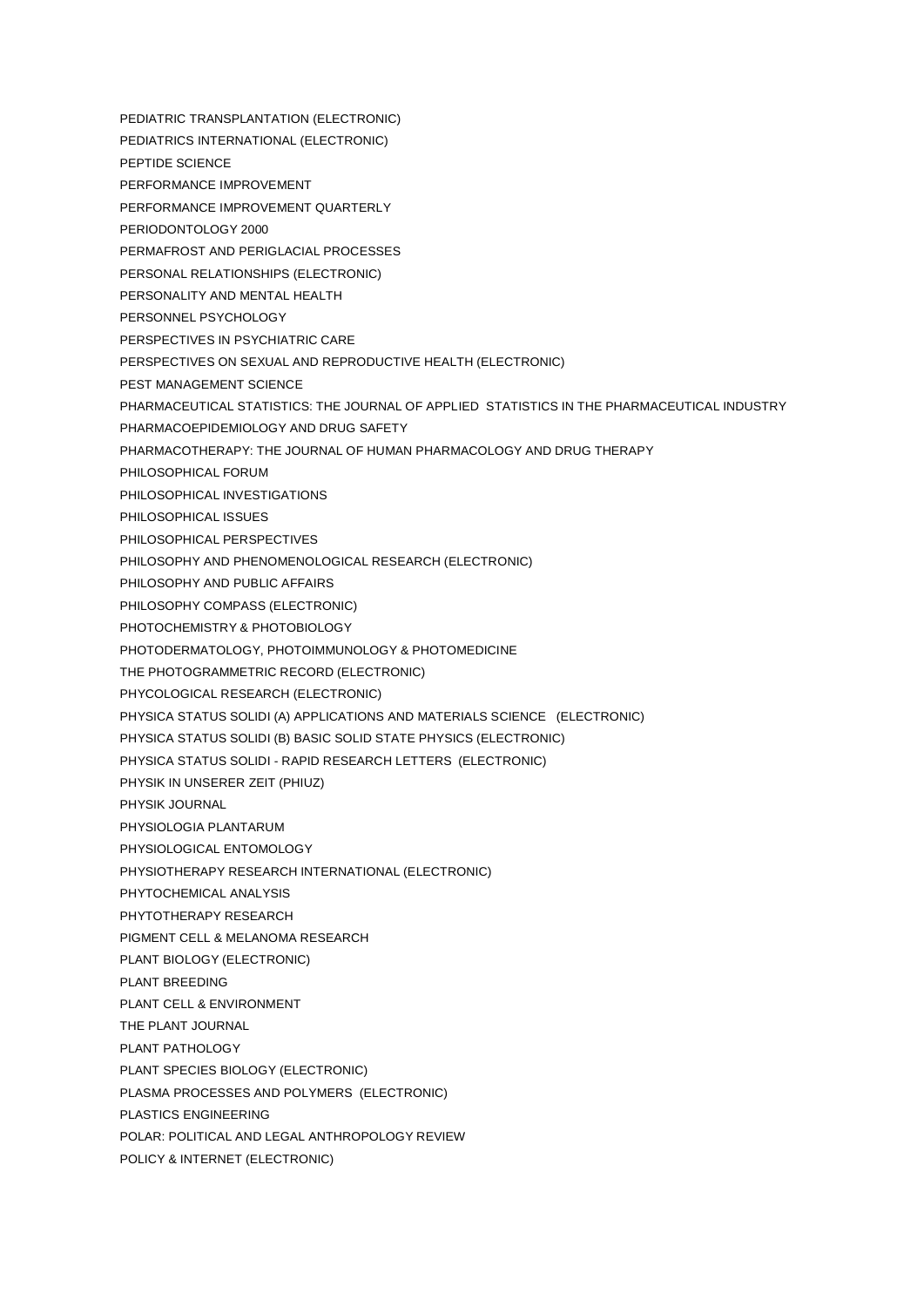PEDIATRIC TRANSPLANTATION (ELECTRONIC)

PEDIATRICS INTERNATIONAL (ELECTRONIC)

PEPTIDE SCIENCE

PERFORMANCE IMPROVEMENT

PERFORMANCE IMPROVEMENT QUARTERLY

PERIODONTOLOGY 2000

PERMAFROST AND PERIGLACIAL PROCESSES

PERSONAL RELATIONSHIPS (ELECTRONIC)

PERSONALITY AND MENTAL HEALTH

PERSONNEL PSYCHOLOGY

PERSPECTIVES IN PSYCHIATRIC CARE

PERSPECTIVES ON SEXUAL AND REPRODUCTIVE HEALTH (ELECTRONIC)

PEST MANAGEMENT SCIENCE

PHARMACEUTICAL STATISTICS: THE JOURNAL OF APPLIED STATISTICS IN THE PHARMACEUTICAL INDUSTRY

PHARMACOEPIDEMIOLOGY AND DRUG SAFETY

PHARMACOTHERAPY: THE JOURNAL OF HUMAN PHARMACOLOGY AND DRUG THERAPY

PHILOSOPHICAL FORUM

PHILOSOPHICAL INVESTIGATIONS

PHILOSOPHICAL ISSUES

PHILOSOPHICAL PERSPECTIVES

PHILOSOPHY AND PHENOMENOLOGICAL RESEARCH (ELECTRONIC)

PHILOSOPHY AND PUBLIC AFFAIRS

PHILOSOPHY COMPASS (ELECTRONIC)

PHOTOCHEMISTRY & PHOTOBIOLOGY

PHOTODERMATOLOGY, PHOTOIMMUNOLOGY & PHOTOMEDICINE

THE PHOTOGRAMMETRIC RECORD (ELECTRONIC)

PHYCOLOGICAL RESEARCH (ELECTRONIC)

PHYSICA STATUS SOLIDI (A) APPLICATIONS AND MATERIALS SCIENCE (ELECTRONIC)

PHYSICA STATUS SOLIDI (B) BASIC SOLID STATE PHYSICS (ELECTRONIC)

PHYSICA STATUS SOLIDI - RAPID RESEARCH LETTERS (ELECTRONIC)

PHYSIK IN UNSERER ZEIT (PHIUZ)

PHYSIK JOURNAL

PHYSIOLOGIA PLANTARUM

PHYSIOLOGICAL ENTOMOLOGY

PHYSIOTHERAPY RESEARCH INTERNATIONAL (ELECTRONIC)

PHYTOCHEMICAL ANALYSIS

PHYTOTHERAPY RESEARCH

PIGMENT CELL & MELANOMA RESEARCH

PLANT BIOLOGY (ELECTRONIC)

PLANT BREEDING

PLANT CELL & ENVIRONMENT

THE PLANT JOURNAL

PLANT PATHOLOGY

PLANT SPECIES BIOLOGY (ELECTRONIC)

PLASMA PROCESSES AND POLYMERS (ELECTRONIC)

PLASTICS ENGINEERING

POLAR: POLITICAL AND LEGAL ANTHROPOLOGY REVIEW

POLICY & INTERNET (ELECTRONIC)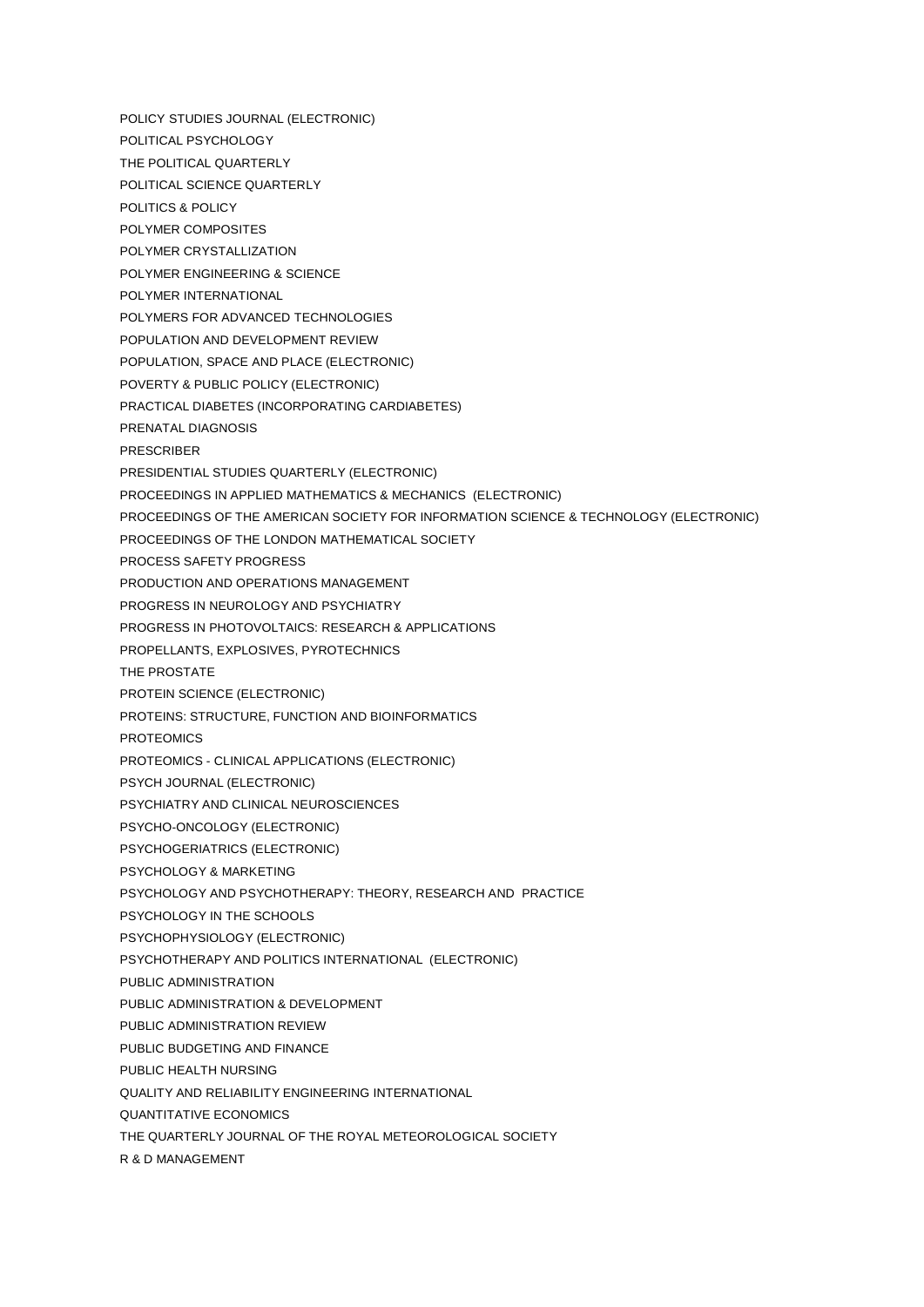POLICY STUDIES JOURNAL (ELECTRONIC)

POLITICAL PSYCHOLOGY

THE POLITICAL QUARTERLY

POLITICAL SCIENCE QUARTERLY

POLITICS & POLICY

POLYMER COMPOSITES

POLYMER CRYSTALLIZATION

POLYMER ENGINEERING & SCIENCE

POLYMER INTERNATIONAL

POLYMERS FOR ADVANCED TECHNOLOGIES

POPULATION AND DEVELOPMENT REVIEW

POPULATION, SPACE AND PLACE (ELECTRONIC)

POVERTY & PUBLIC POLICY (ELECTRONIC)

PRACTICAL DIABETES (INCORPORATING CARDIABETES)

PRENATAL DIAGNOSIS

PRESCRIBER

PRESIDENTIAL STUDIES QUARTERLY (ELECTRONIC)

PROCEEDINGS IN APPLIED MATHEMATICS & MECHANICS (ELECTRONIC)

PROCEEDINGS OF THE AMERICAN SOCIETY FOR INFORMATION SCIENCE & TECHNOLOGY (ELECTRONIC)

PROCEEDINGS OF THE LONDON MATHEMATICAL SOCIETY

PROCESS SAFETY PROGRESS

PRODUCTION AND OPERATIONS MANAGEMENT

PROGRESS IN NEUROLOGY AND PSYCHIATRY

PROGRESS IN PHOTOVOLTAICS: RESEARCH & APPLICATIONS

PROPELLANTS, EXPLOSIVES, PYROTECHNICS

THE PROSTATE

PROTEIN SCIENCE (ELECTRONIC)

PROTEINS: STRUCTURE, FUNCTION AND BIOINFORMATICS

PROTEOMICS

PROTEOMICS - CLINICAL APPLICATIONS (ELECTRONIC)

PSYCH JOURNAL (ELECTRONIC)

PSYCHIATRY AND CLINICAL NEUROSCIENCES

PSYCHO-ONCOLOGY (ELECTRONIC)

PSYCHOGERIATRICS (ELECTRONIC)

PSYCHOLOGY & MARKETING

PSYCHOLOGY AND PSYCHOTHERAPY: THEORY, RESEARCH AND PRACTICE

PSYCHOLOGY IN THE SCHOOLS

PSYCHOPHYSIOLOGY (ELECTRONIC)

PSYCHOTHERAPY AND POLITICS INTERNATIONAL (ELECTRONIC)

PUBLIC ADMINISTRATION

PUBLIC ADMINISTRATION & DEVELOPMENT

PUBLIC ADMINISTRATION REVIEW

PUBLIC BUDGETING AND FINANCE

PUBLIC HEALTH NURSING

QUALITY AND RELIABILITY ENGINEERING INTERNATIONAL

QUANTITATIVE ECONOMICS

THE QUARTERLY JOURNAL OF THE ROYAL METEOROLOGICAL SOCIETY

R & D MANAGEMENT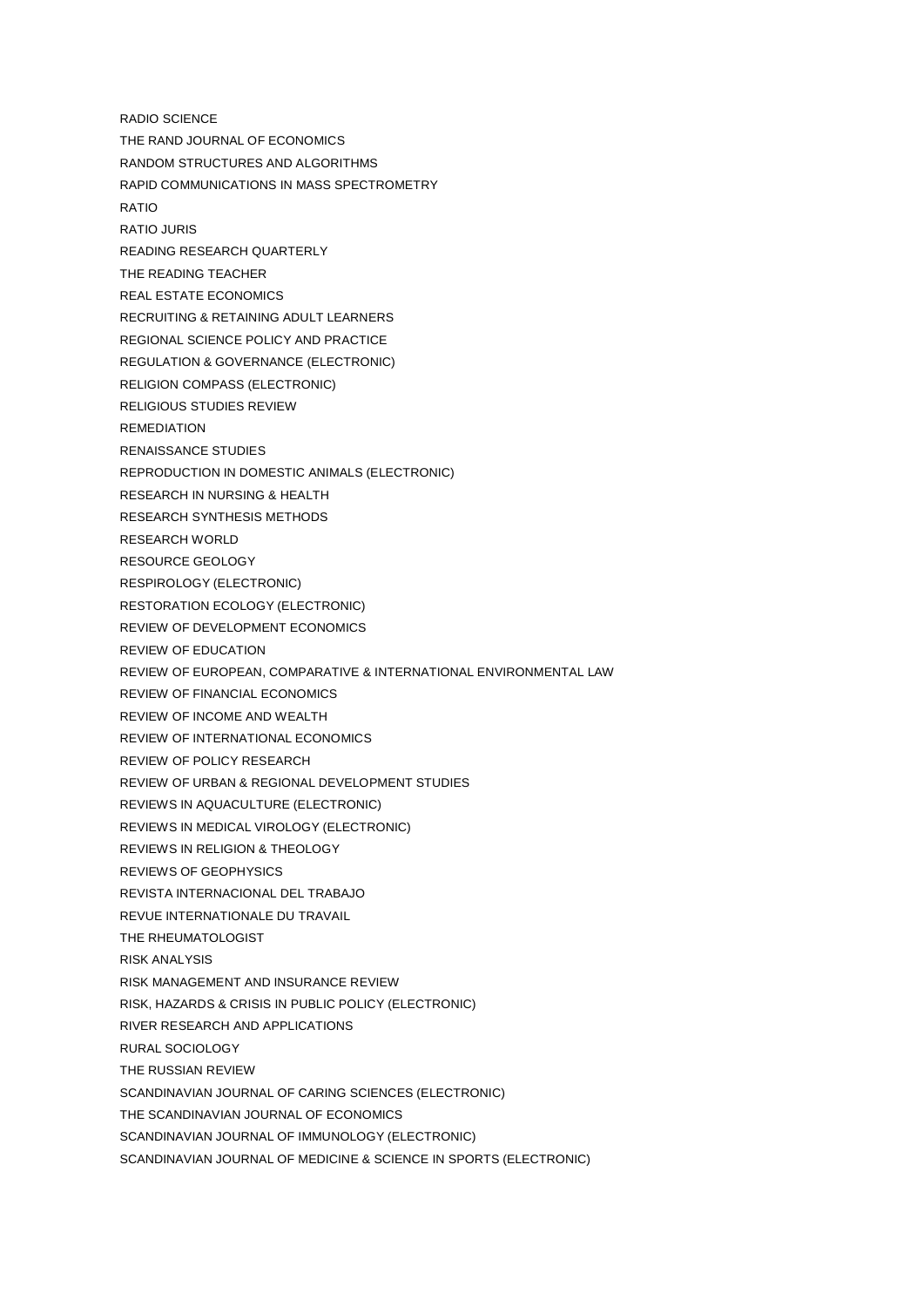RADIO SCIENCE

THE RAND JOURNAL OF ECONOMICS

RANDOM STRUCTURES AND ALGORITHMS

RAPID COMMUNICATIONS IN MASS SPECTROMETRY

RATIO

RATIO JURIS

READING RESEARCH QUARTERLY

THE READING TEACHER

REAL ESTATE ECONOMICS

RECRUITING & RETAINING ADULT LEARNERS

REGIONAL SCIENCE POLICY AND PRACTICE

REGULATION & GOVERNANCE (ELECTRONIC)

RELIGION COMPASS (ELECTRONIC)

RELIGIOUS STUDIES REVIEW

REMEDIATION

RENAISSANCE STUDIES

REPRODUCTION IN DOMESTIC ANIMALS (ELECTRONIC)

RESEARCH IN NURSING & HEALTH

RESEARCH SYNTHESIS METHODS

RESEARCH WORLD

RESOURCE GEOLOGY

RESPIROLOGY (ELECTRONIC)

RESTORATION ECOLOGY (ELECTRONIC)

REVIEW OF DEVELOPMENT ECONOMICS

REVIEW OF EDUCATION

REVIEW OF EUROPEAN, COMPARATIVE & INTERNATIONAL ENVIRONMENTAL LAW

REVIEW OF FINANCIAL ECONOMICS

REVIEW OF INCOME AND WEALTH

REVIEW OF INTERNATIONAL ECONOMICS

REVIEW OF POLICY RESEARCH

REVIEW OF URBAN & REGIONAL DEVELOPMENT STUDIES

REVIEWS IN AQUACULTURE (ELECTRONIC)

REVIEWS IN MEDICAL VIROLOGY (ELECTRONIC)

REVIEWS IN RELIGION & THEOLOGY

REVIEWS OF GEOPHYSICS

REVISTA INTERNACIONAL DEL TRABAJO

REVUE INTERNATIONALE DU TRAVAIL

THE RHEUMATOLOGIST

RISK ANALYSIS

RISK MANAGEMENT AND INSURANCE REVIEW

RISK, HAZARDS & CRISIS IN PUBLIC POLICY (ELECTRONIC)

RIVER RESEARCH AND APPLICATIONS

RURAL SOCIOLOGY

THE RUSSIAN REVIEW

SCANDINAVIAN JOURNAL OF CARING SCIENCES (ELECTRONIC)

THE SCANDINAVIAN JOURNAL OF ECONOMICS

SCANDINAVIAN JOURNAL OF IMMUNOLOGY (ELECTRONIC)

SCANDINAVIAN JOURNAL OF MEDICINE & SCIENCE IN SPORTS (ELECTRONIC)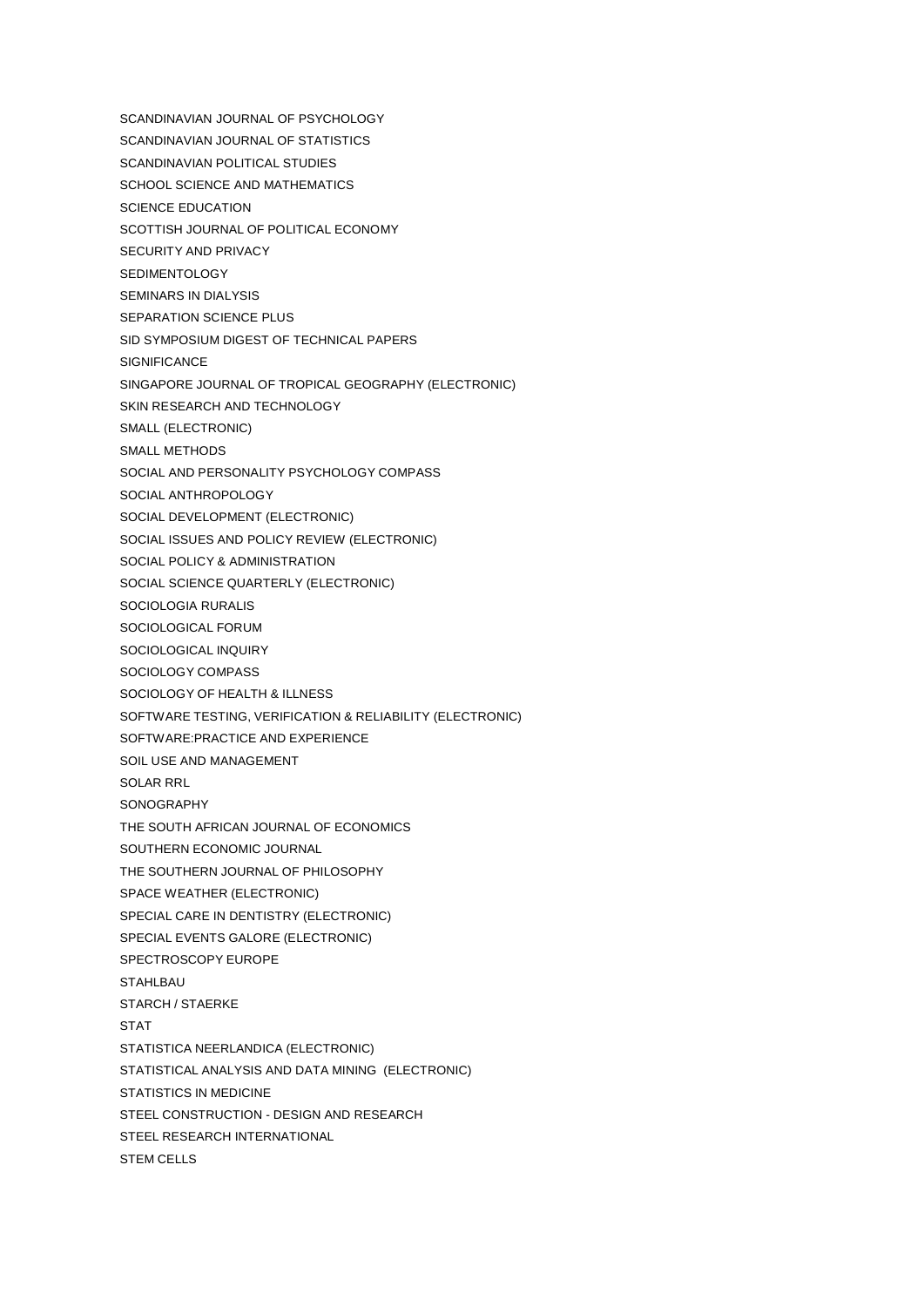SCANDINAVIAN JOURNAL OF PSYCHOLOGY

SCANDINAVIAN JOURNAL OF STATISTICS

SCANDINAVIAN POLITICAL STUDIES

SCHOOL SCIENCE AND MATHEMATICS

SCIENCE EDUCATION

SCOTTISH JOURNAL OF POLITICAL ECONOMY

SECURITY AND PRIVACY

SEDIMENTOLOGY

SEMINARS IN DIALYSIS

SEPARATION SCIENCE PLUS

SID SYMPOSIUM DIGEST OF TECHNICAL PAPERS

SIGNIFICANCE

SINGAPORE JOURNAL OF TROPICAL GEOGRAPHY (ELECTRONIC)

SKIN RESEARCH AND TECHNOLOGY

SMALL (ELECTRONIC)

SMALL METHODS

SOCIAL AND PERSONALITY PSYCHOLOGY COMPASS

SOCIAL ANTHROPOLOGY

SOCIAL DEVELOPMENT (ELECTRONIC)

SOCIAL ISSUES AND POLICY REVIEW (ELECTRONIC)

SOCIAL POLICY & ADMINISTRATION

SOCIAL SCIENCE QUARTERLY (ELECTRONIC)

SOCIOLOGIA RURALIS

SOCIOLOGICAL FORUM

SOCIOLOGICAL INQUIRY

SOCIOLOGY COMPASS

SOCIOLOGY OF HEALTH & ILLNESS

SOFTWARE TESTING, VERIFICATION & RELIABILITY (ELECTRONIC)

SOFTWARE:PRACTICE AND EXPERIENCE

SOIL USE AND MANAGEMENT

SOLAR RRL

SONOGRAPHY

THE SOUTH AFRICAN JOURNAL OF ECONOMICS

SOUTHERN ECONOMIC JOURNAL

THE SOUTHERN JOURNAL OF PHILOSOPHY

SPACE WEATHER (ELECTRONIC)

SPECIAL CARE IN DENTISTRY (ELECTRONIC)

SPECIAL EVENTS GALORE (ELECTRONIC)

SPECTROSCOPY EUROPE

STAHLBAU

STARCH / STAERKE

STAT

STATISTICA NEERLANDICA (ELECTRONIC)

STATISTICAL ANALYSIS AND DATA MINING (ELECTRONIC)

STATISTICS IN MEDICINE

STEEL CONSTRUCTION - DESIGN AND RESEARCH

STEEL RESEARCH INTERNATIONAL

STEM CELLS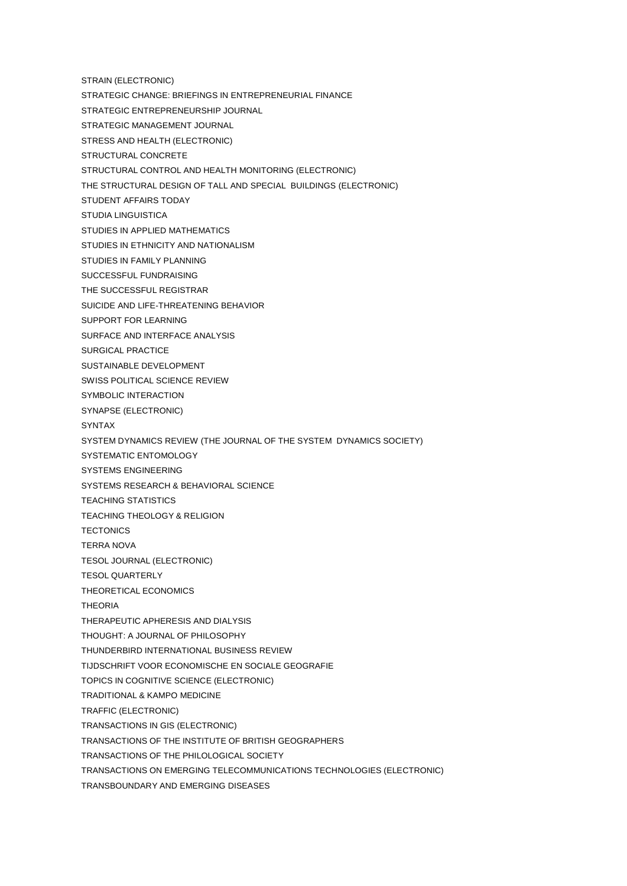STRAIN (ELECTRONIC)

STRATEGIC CHANGE: BRIEFINGS IN ENTREPRENEURIAL FINANCE

STRATEGIC ENTREPRENEURSHIP JOURNAL

STRATEGIC MANAGEMENT JOURNAL

STRESS AND HEALTH (ELECTRONIC)

STRUCTURAL CONCRETE

STRUCTURAL CONTROL AND HEALTH MONITORING (ELECTRONIC)

THE STRUCTURAL DESIGN OF TALL AND SPECIAL BUILDINGS (ELECTRONIC)

STUDENT AFFAIRS TODAY

STUDIA LINGUISTICA

STUDIES IN APPLIED MATHEMATICS

STUDIES IN ETHNICITY AND NATIONALISM

STUDIES IN FAMILY PLANNING

SUCCESSFUL FUNDRAISING

THE SUCCESSFUL REGISTRAR

SUICIDE AND LIFE-THREATENING BEHAVIOR

SUPPORT FOR LEARNING

SURFACE AND INTERFACE ANALYSIS

SURGICAL PRACTICE

SUSTAINABLE DEVELOPMENT

SWISS POLITICAL SCIENCE REVIEW

SYMBOLIC INTERACTION

SYNAPSE (ELECTRONIC)

SYNTAX

SYSTEM DYNAMICS REVIEW (THE JOURNAL OF THE SYSTEM DYNAMICS SOCIETY)

SYSTEMATIC ENTOMOLOGY

SYSTEMS ENGINEERING

SYSTEMS RESEARCH & BEHAVIORAL SCIENCE

TEACHING STATISTICS

TEACHING THEOLOGY & RELIGION

TECTONICS

TERRA NOVA

TESOL JOURNAL (ELECTRONIC)

TESOL QUARTERLY

THEORETICAL ECONOMICS

THEORIA

THERAPEUTIC APHERESIS AND DIALYSIS

THOUGHT: A JOURNAL OF PHILOSOPHY

THUNDERBIRD INTERNATIONAL BUSINESS REVIEW

TIJDSCHRIFT VOOR ECONOMISCHE EN SOCIALE GEOGRAFIE

TOPICS IN COGNITIVE SCIENCE (ELECTRONIC)

TRADITIONAL & KAMPO MEDICINE

TRAFFIC (ELECTRONIC)

TRANSACTIONS IN GIS (ELECTRONIC)

TRANSACTIONS OF THE INSTITUTE OF BRITISH GEOGRAPHERS

TRANSACTIONS OF THE PHILOLOGICAL SOCIETY

TRANSACTIONS ON EMERGING TELECOMMUNICATIONS TECHNOLOGIES (ELECTRONIC)

TRANSBOUNDARY AND EMERGING DISEASES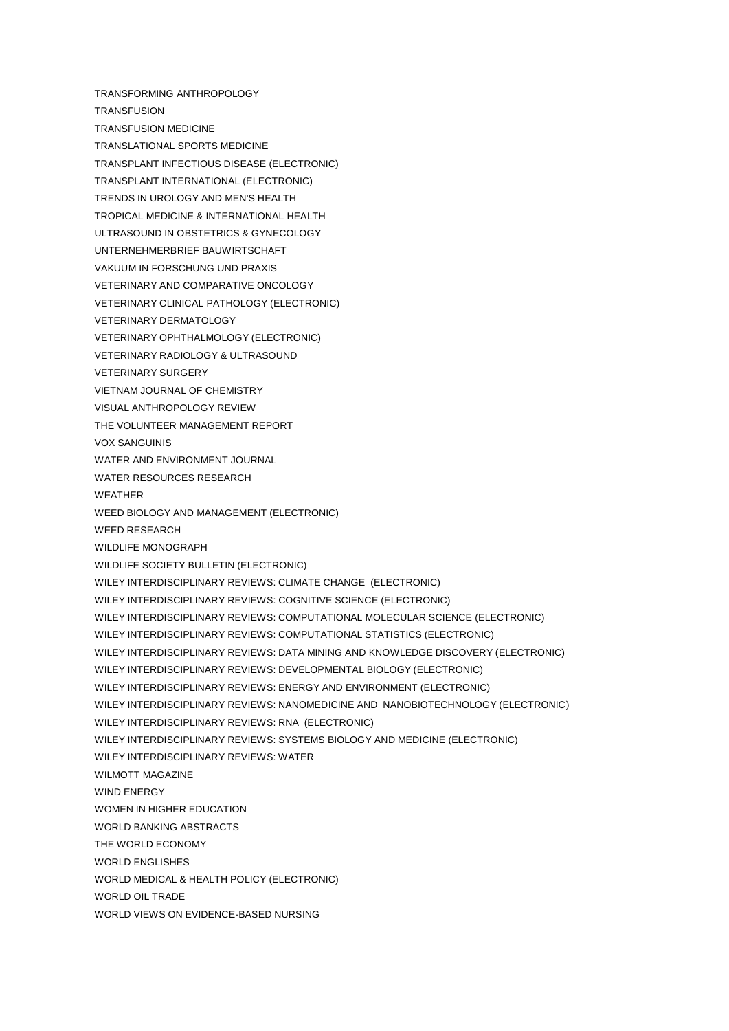TRANSFORMING ANTHROPOLOGY

TRANSFUSION

TRANSFUSION MEDICINE

TRANSLATIONAL SPORTS MEDICINE

TRANSPLANT INFECTIOUS DISEASE (ELECTRONIC)

TRANSPLANT INTERNATIONAL (ELECTRONIC)

TRENDS IN UROLOGY AND MEN'S HEALTH

TROPICAL MEDICINE & INTERNATIONAL HEALTH

ULTRASOUND IN OBSTETRICS & GYNECOLOGY

UNTERNEHMERBRIEF BAUWIRTSCHAFT

VAKUUM IN FORSCHUNG UND PRAXIS

VETERINARY AND COMPARATIVE ONCOLOGY

VETERINARY CLINICAL PATHOLOGY (ELECTRONIC)

VETERINARY DERMATOLOGY

VETERINARY OPHTHALMOLOGY (ELECTRONIC)

VETERINARY RADIOLOGY & ULTRASOUND

VETERINARY SURGERY

VIETNAM JOURNAL OF CHEMISTRY

VISUAL ANTHROPOLOGY REVIEW

THE VOLUNTEER MANAGEMENT REPORT

VOX SANGUINIS

WATER AND ENVIRONMENT JOURNAL

WATER RESOURCES RESEARCH

WEATHER

WEED BIOLOGY AND MANAGEMENT (ELECTRONIC)

WEED RESEARCH

WILDLIFE MONOGRAPH

WILDLIFE SOCIETY BULLETIN (ELECTRONIC)

WILEY INTERDISCIPLINARY REVIEWS: CLIMATE CHANGE (ELECTRONIC)

WILEY INTERDISCIPLINARY REVIEWS: COGNITIVE SCIENCE (ELECTRONIC)

WILEY INTERDISCIPLINARY REVIEWS: COMPUTATIONAL MOLECULAR SCIENCE (ELECTRONIC)

WILEY INTERDISCIPLINARY REVIEWS: COMPUTATIONAL STATISTICS (ELECTRONIC)

WILEY INTERDISCIPLINARY REVIEWS: DATA MINING AND KNOWLEDGE DISCOVERY (ELECTRONIC)

WILEY INTERDISCIPLINARY REVIEWS: DEVELOPMENTAL BIOLOGY (ELECTRONIC)

WILEY INTERDISCIPLINARY REVIEWS: ENERGY AND ENVIRONMENT (ELECTRONIC)

WILEY INTERDISCIPLINARY REVIEWS: NANOMEDICINE AND NANOBIOTECHNOLOGY (ELECTRONIC)

WILEY INTERDISCIPLINARY REVIEWS: RNA (ELECTRONIC)

WILEY INTERDISCIPLINARY REVIEWS: SYSTEMS BIOLOGY AND MEDICINE (ELECTRONIC)

WILEY INTERDISCIPLINARY REVIEWS: WATER

WILMOTT MAGAZINE

WIND ENERGY

WOMEN IN HIGHER EDUCATION

WORLD BANKING ABSTRACTS

THE WORLD ECONOMY

WORLD ENGLISHES

WORLD MEDICAL & HEALTH POLICY (ELECTRONIC)

WORLD OIL TRADE

WORLD VIEWS ON EVIDENCE-BASED NURSING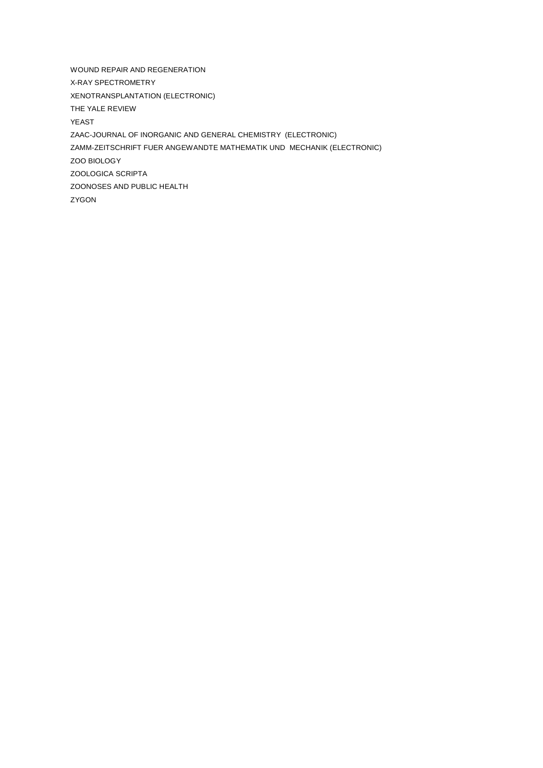WOUND REPAIR AND REGENERATION

X-RAY SPECTROMETRY

XENOTRANSPLANTATION (ELECTRONIC)

THE YALE REVIEW

YEAST

ZAAC-JOURNAL OF INORGANIC AND GENERAL CHEMISTRY (ELECTRONIC)

ZAMM-ZEITSCHRIFT FUER ANGEWANDTE MATHEMATIK UND MECHANIK (ELECTRONIC)

ZOO BIOLOGY

ZOOLOGICA SCRIPTA

ZOONOSES AND PUBLIC HEALTH

ZYGON